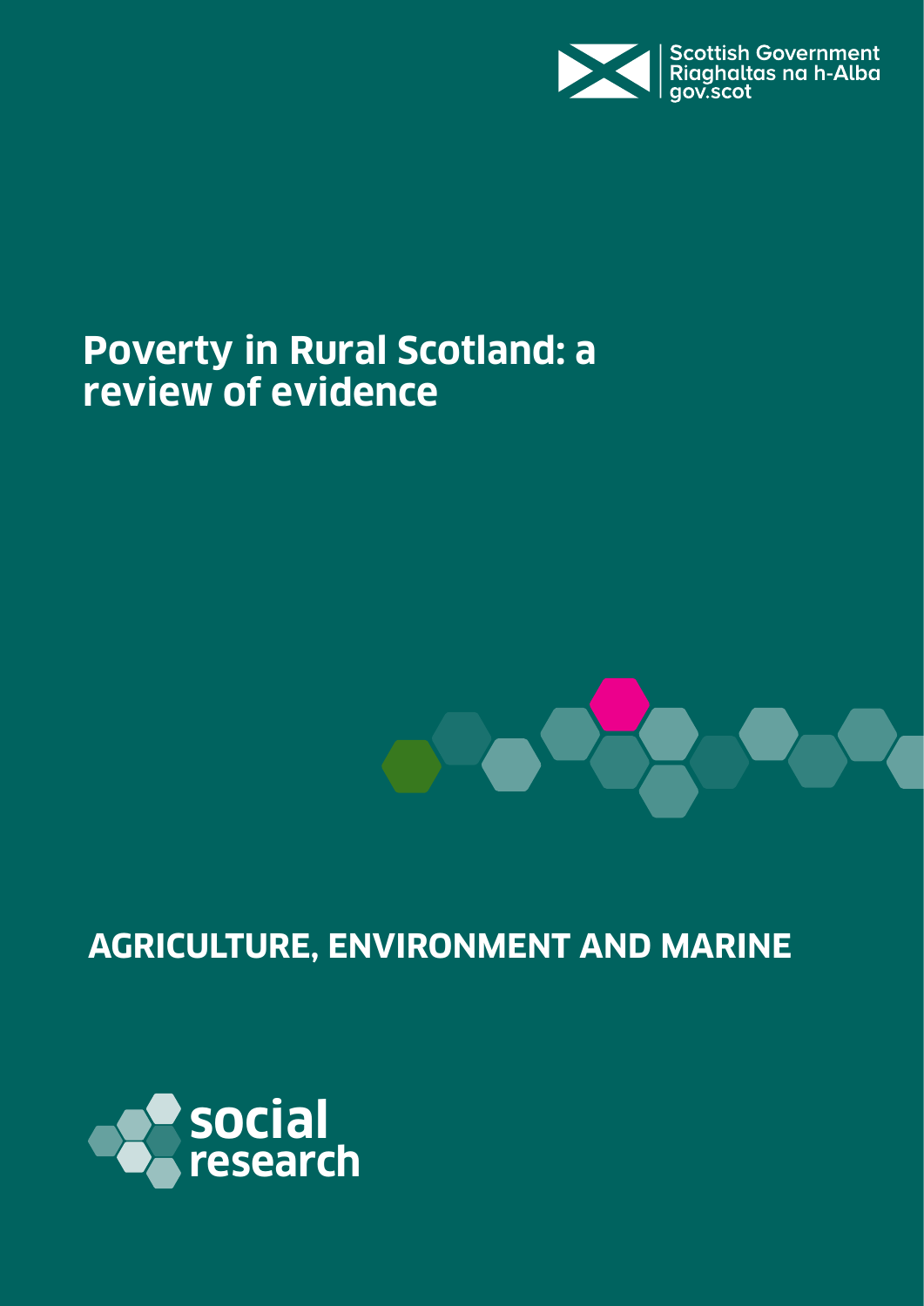Scottish Government
Riaghaltas na h-Alba
gov.scot

# Poverty in Rural Scotland: a review of evidence

## AGRICULTURE, ENVIRONMENT AND MARINE

social research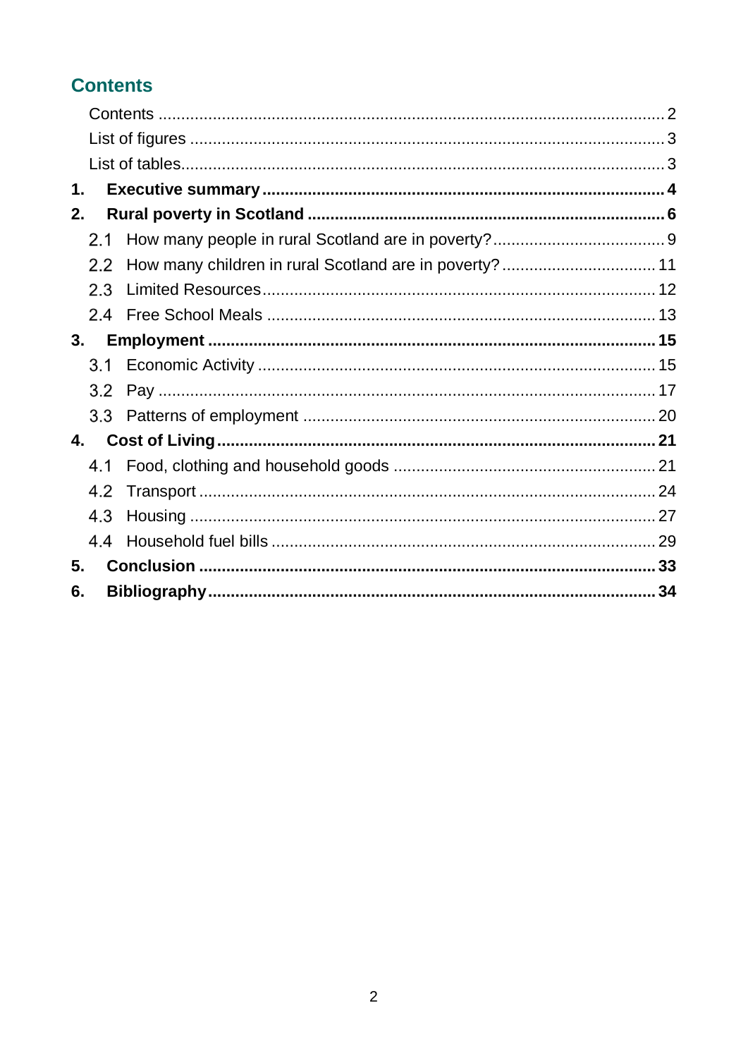## Contents

Contents ........................................................................................................ 2
List of figures .................................................................................................. 3
List of tables .................................................................................................... 3

**1. Executive summary ...................................................................................... 4**

**2. Rural poverty in Scotland ............................................................................. 6**

2.1 How many people in rural Scotland are in poverty? ..................................... 9
2.2 How many children in rural Scotland are in poverty? ................................. 11
2.3 Limited Resources ..................................................................................... 12
2.4 Free School Meals .................................................................................... 13

**3. Employment ................................................................................................ 15**

3.1 Economic Activity ...................................................................................... 15
3.2 Pay ........................................................................................................... 17
3.3 Patterns of employment ............................................................................ 20

**4. Cost of Living .............................................................................................. 21**

4.1 Food, clothing and household goods ......................................................... 21
4.2 Transport .................................................................................................. 24
4.3 Housing .................................................................................................... 27
4.4 Household fuel bills ................................................................................... 29

**5. Conclusion ................................................................................................. 33**

**6. Bibliography ................................................................................................ 34**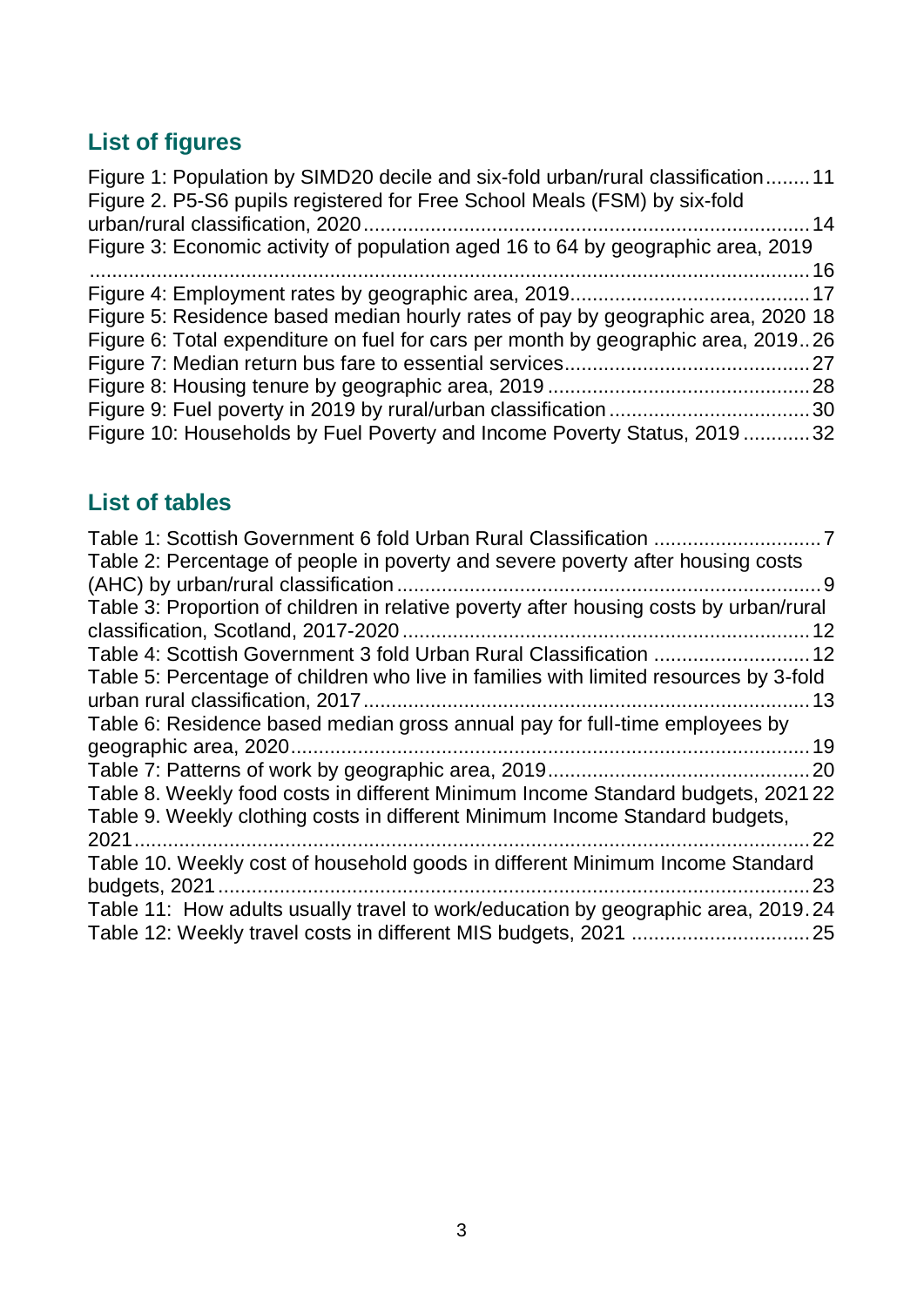## List of figures

Figure 1: Population by SIMD20 decile and six-fold urban/rural classification........11
Figure 2. P5-S6 pupils registered for Free School Meals (FSM) by six-fold urban/rural classification, 2020.......14
Figure 3: Economic activity of population aged 16 to 64 by geographic area, 2019.......16
Figure 4: Employment rates by geographic area, 2019.......17
Figure 5: Residence based median hourly rates of pay by geographic area, 2020 18
Figure 6: Total expenditure on fuel for cars per month by geographic area, 2019..26
Figure 7: Median return bus fare to essential services.......27
Figure 8: Housing tenure by geographic area, 2019.......28
Figure 9: Fuel poverty in 2019 by rural/urban classification.......30
Figure 10: Households by Fuel Poverty and Income Poverty Status, 2019.......32

## List of tables

Table 1: Scottish Government 6 fold Urban Rural Classification.......7
Table 2: Percentage of people in poverty and severe poverty after housing costs (AHC) by urban/rural classification.......9
Table 3: Proportion of children in relative poverty after housing costs by urban/rural classification, Scotland, 2017-2020.......12
Table 4: Scottish Government 3 fold Urban Rural Classification.......12
Table 5: Percentage of children who live in families with limited resources by 3-fold urban rural classification, 2017.......13
Table 6: Residence based median gross annual pay for full-time employees by geographic area, 2020.......19
Table 7: Patterns of work by geographic area, 2019.......20
Table 8. Weekly food costs in different Minimum Income Standard budgets, 2021 22
Table 9. Weekly clothing costs in different Minimum Income Standard budgets, 2021.......22
Table 10. Weekly cost of household goods in different Minimum Income Standard budgets, 2021.......23
Table 11: How adults usually travel to work/education by geographic area, 2019.24
Table 12: Weekly travel costs in different MIS budgets, 2021.......25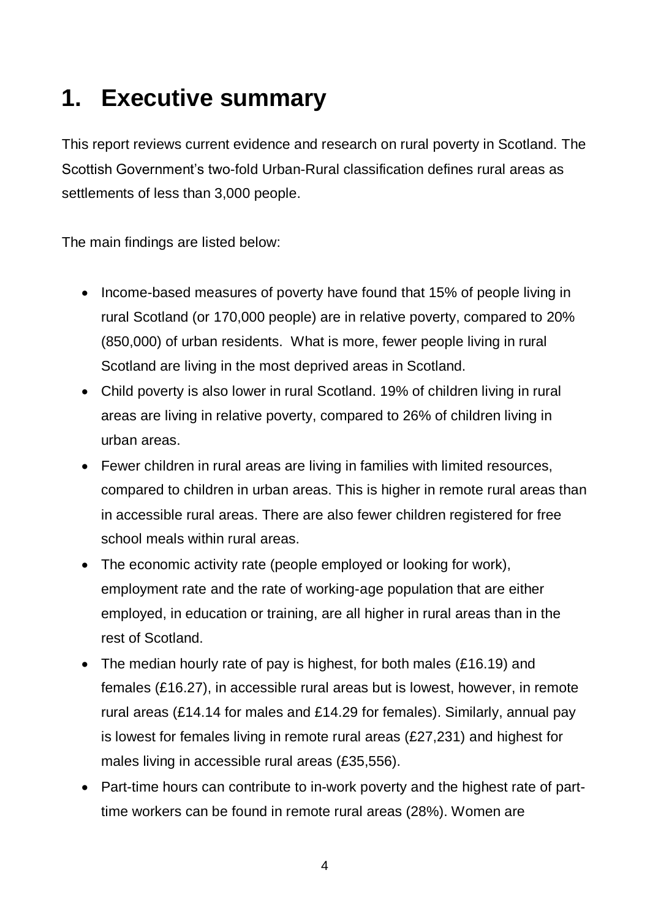# 1. Executive summary

This report reviews current evidence and research on rural poverty in Scotland. The Scottish Government's two-fold Urban-Rural classification defines rural areas as settlements of less than 3,000 people.

The main findings are listed below:

- Income-based measures of poverty have found that 15% of people living in rural Scotland (or 170,000 people) are in relative poverty, compared to 20% (850,000) of urban residents. What is more, fewer people living in rural Scotland are living in the most deprived areas in Scotland.
- Child poverty is also lower in rural Scotland. 19% of children living in rural areas are living in relative poverty, compared to 26% of children living in urban areas.
- Fewer children in rural areas are living in families with limited resources, compared to children in urban areas. This is higher in remote rural areas than in accessible rural areas. There are also fewer children registered for free school meals within rural areas.
- The economic activity rate (people employed or looking for work), employment rate and the rate of working-age population that are either employed, in education or training, are all higher in rural areas than in the rest of Scotland.
- The median hourly rate of pay is highest, for both males (£16.19) and females (£16.27), in accessible rural areas but is lowest, however, in remote rural areas (£14.14 for males and £14.29 for females). Similarly, annual pay is lowest for females living in remote rural areas (£27,231) and highest for males living in accessible rural areas (£35,556).
- Part-time hours can contribute to in-work poverty and the highest rate of part-time workers can be found in remote rural areas (28%). Women are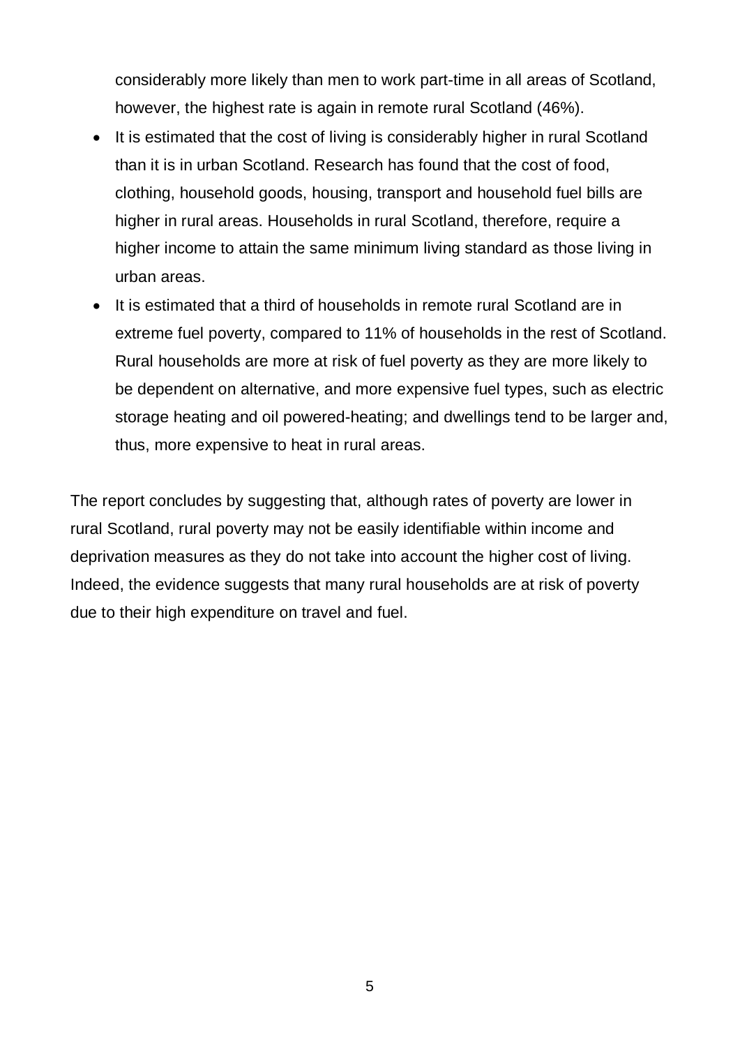considerably more likely than men to work part-time in all areas of Scotland, however, the highest rate is again in remote rural Scotland (46%).

- It is estimated that the cost of living is considerably higher in rural Scotland than it is in urban Scotland. Research has found that the cost of food, clothing, household goods, housing, transport and household fuel bills are higher in rural areas. Households in rural Scotland, therefore, require a higher income to attain the same minimum living standard as those living in urban areas.
- It is estimated that a third of households in remote rural Scotland are in extreme fuel poverty, compared to 11% of households in the rest of Scotland. Rural households are more at risk of fuel poverty as they are more likely to be dependent on alternative, and more expensive fuel types, such as electric storage heating and oil powered-heating; and dwellings tend to be larger and, thus, more expensive to heat in rural areas.

The report concludes by suggesting that, although rates of poverty are lower in rural Scotland, rural poverty may not be easily identifiable within income and deprivation measures as they do not take into account the higher cost of living. Indeed, the evidence suggests that many rural households are at risk of poverty due to their high expenditure on travel and fuel.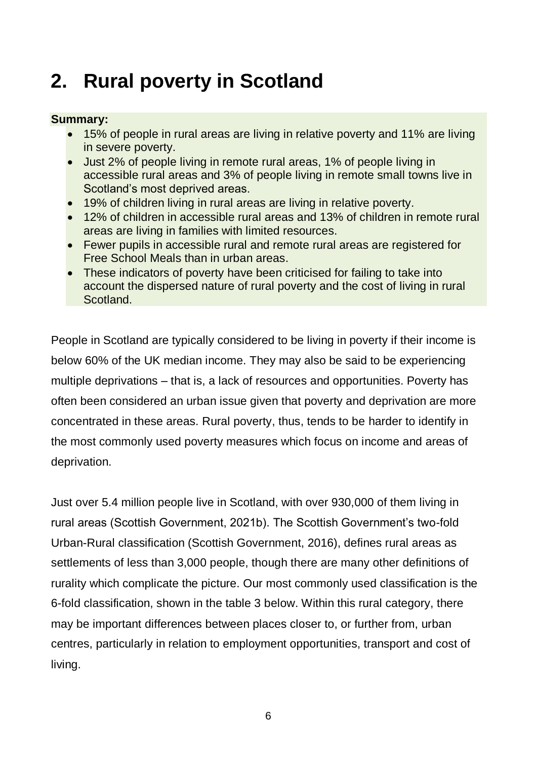# 2. Rural poverty in Scotland

**Summary:**

- 15% of people in rural areas are living in relative poverty and 11% are living in severe poverty.
- Just 2% of people living in remote rural areas, 1% of people living in accessible rural areas and 3% of people living in remote small towns live in Scotland's most deprived areas.
- 19% of children living in rural areas are living in relative poverty.
- 12% of children in accessible rural areas and 13% of children in remote rural areas are living in families with limited resources.
- Fewer pupils in accessible rural and remote rural areas are registered for Free School Meals than in urban areas.
- These indicators of poverty have been criticised for failing to take into account the dispersed nature of rural poverty and the cost of living in rural Scotland.

People in Scotland are typically considered to be living in poverty if their income is below 60% of the UK median income. They may also be said to be experiencing multiple deprivations – that is, a lack of resources and opportunities. Poverty has often been considered an urban issue given that poverty and deprivation are more concentrated in these areas. Rural poverty, thus, tends to be harder to identify in the most commonly used poverty measures which focus on income and areas of deprivation.

Just over 5.4 million people live in Scotland, with over 930,000 of them living in rural areas (Scottish Government, 2021b). The Scottish Government's two-fold Urban-Rural classification (Scottish Government, 2016), defines rural areas as settlements of less than 3,000 people, though there are many other definitions of rurality which complicate the picture. Our most commonly used classification is the 6-fold classification, shown in the table 3 below. Within this rural category, there may be important differences between places closer to, or further from, urban centres, particularly in relation to employment opportunities, transport and cost of living.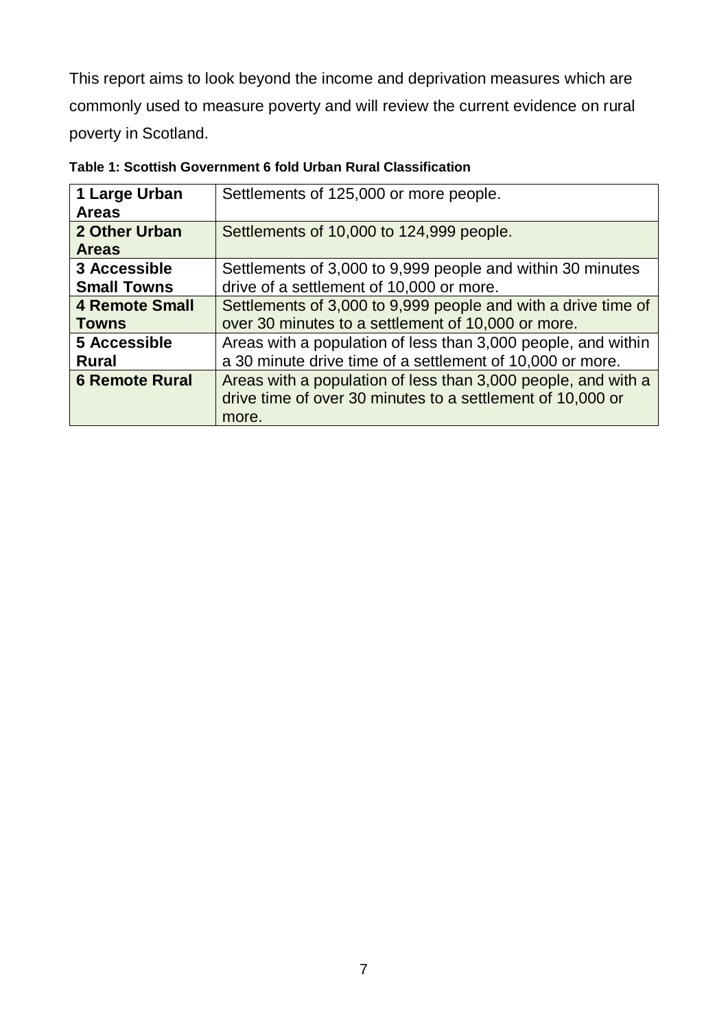This report aims to look beyond the income and deprivation measures which are commonly used to measure poverty and will review the current evidence on rural poverty in Scotland.

**Table 1: Scottish Government 6 fold Urban Rural Classification**

| | |
|---|---|
| **1 Large Urban Areas** | Settlements of 125,000 or more people. |
| **2 Other Urban Areas** | Settlements of 10,000 to 124,999 people. |
| **3 Accessible Small Towns** | Settlements of 3,000 to 9,999 people and within 30 minutes drive of a settlement of 10,000 or more. |
| **4 Remote Small Towns** | Settlements of 3,000 to 9,999 people and with a drive time of over 30 minutes to a settlement of 10,000 or more. |
| **5 Accessible Rural** | Areas with a population of less than 3,000 people, and within a 30 minute drive time of a settlement of 10,000 or more. |
| **6 Remote Rural** | Areas with a population of less than 3,000 people, and with a drive time of over 30 minutes to a settlement of 10,000 or more. |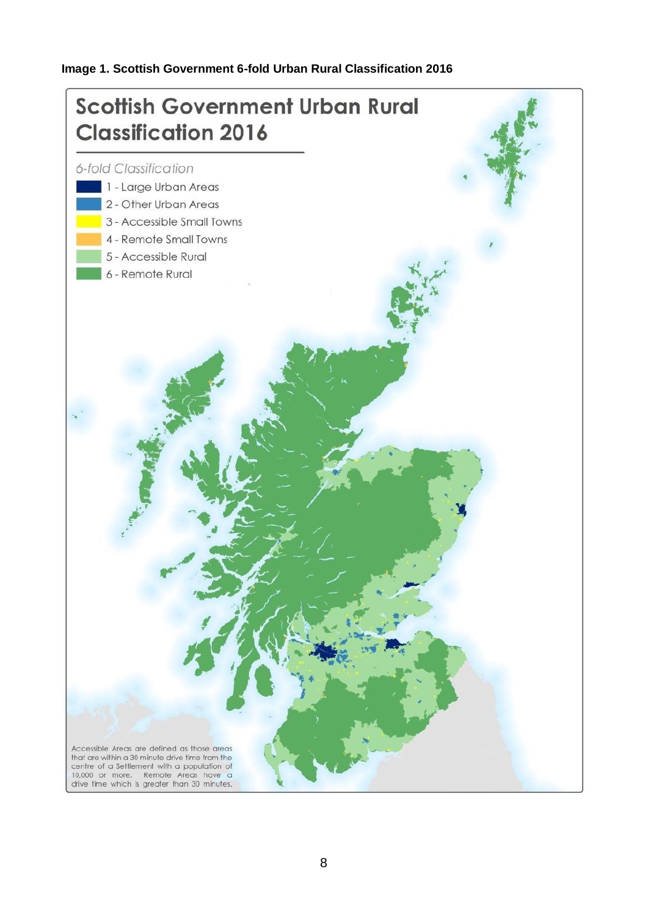**Image 1. Scottish Government 6-fold Urban Rural Classification 2016**

# Scottish Government Urban Rural Classification 2016

*6-fold Classification*

- 1 - Large Urban Areas
- 2 - Other Urban Areas
- 3 - Accessible Small Towns
- 4 - Remote Small Towns
- 5 - Accessible Rural
- 6 - Remote Rural

Accessible Areas are defined as those areas that are within a 30 minute drive time from the centre of a Settlement with a population of 10,000 or more. Remote Areas have a drive time which is greater than 30 minutes.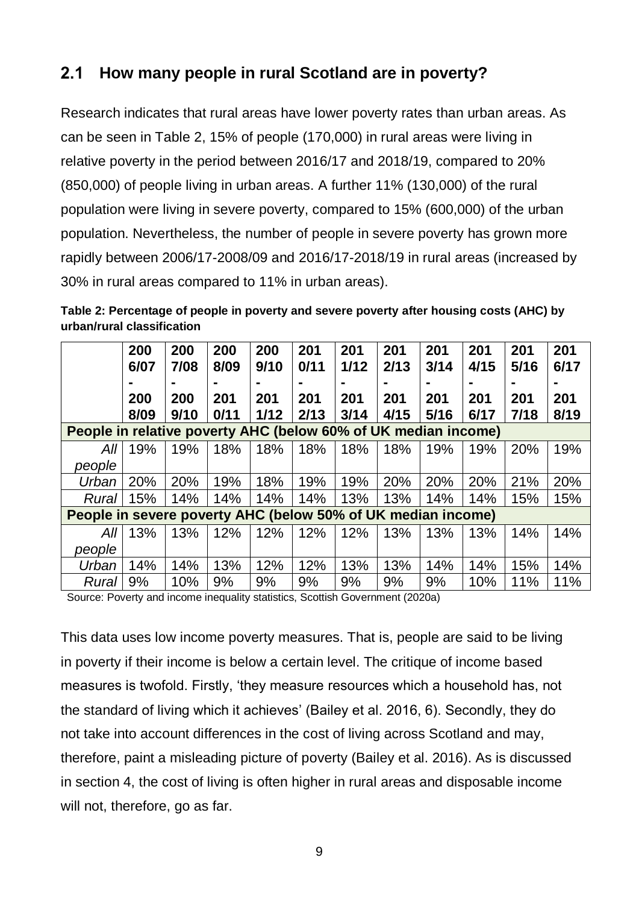## 2.1 How many people in rural Scotland are in poverty?

Research indicates that rural areas have lower poverty rates than urban areas. As can be seen in Table 2, 15% of people (170,000) in rural areas were living in relative poverty in the period between 2016/17 and 2018/19, compared to 20% (850,000) of people living in urban areas. A further 11% (130,000) of the rural population were living in severe poverty, compared to 15% (600,000) of the urban population. Nevertheless, the number of people in severe poverty has grown more rapidly between 2006/17-2008/09 and 2016/17-2018/19 in rural areas (increased by 30% in rural areas compared to 11% in urban areas).

**Table 2: Percentage of people in poverty and severe poverty after housing costs (AHC) by urban/rural classification**

| | 2006/07 - 2008/09 | 2007/08 - 2009/10 | 2008/09 - 2010/11 | 2009/10 - 2011/12 | 2010/11 - 2012/13 | 2011/12 - 2013/14 | 2012/13 - 2014/15 | 2013/14 - 2015/16 | 2014/15 - 2016/17 | 2015/16 - 2017/18 | 2016/17 - 2018/19 |
|---|---|---|---|---|---|---|---|---|---|---|---|
| **People in relative poverty AHC (below 60% of UK median income)** | | | | | | | | | | | |
| *All people* | 19% | 19% | 18% | 18% | 18% | 18% | 18% | 19% | 19% | 20% | 19% |
| *Urban* | 20% | 20% | 19% | 18% | 19% | 19% | 20% | 20% | 20% | 21% | 20% |
| *Rural* | 15% | 14% | 14% | 14% | 14% | 13% | 13% | 14% | 14% | 15% | 15% |
| **People in severe poverty AHC (below 50% of UK median income)** | | | | | | | | | | | |
| *All people* | 13% | 13% | 12% | 12% | 12% | 12% | 13% | 13% | 13% | 14% | 14% |
| *Urban* | 14% | 14% | 13% | 12% | 12% | 13% | 13% | 14% | 14% | 15% | 14% |
| *Rural* | 9% | 10% | 9% | 9% | 9% | 9% | 9% | 9% | 10% | 11% | 11% |

Source: Poverty and income inequality statistics, Scottish Government (2020a)

This data uses low income poverty measures. That is, people are said to be living in poverty if their income is below a certain level. The critique of income based measures is twofold. Firstly, 'they measure resources which a household has, not the standard of living which it achieves' (Bailey et al. 2016, 6). Secondly, they do not take into account differences in the cost of living across Scotland and may, therefore, paint a misleading picture of poverty (Bailey et al. 2016). As is discussed in section 4, the cost of living is often higher in rural areas and disposable income will not, therefore, go as far.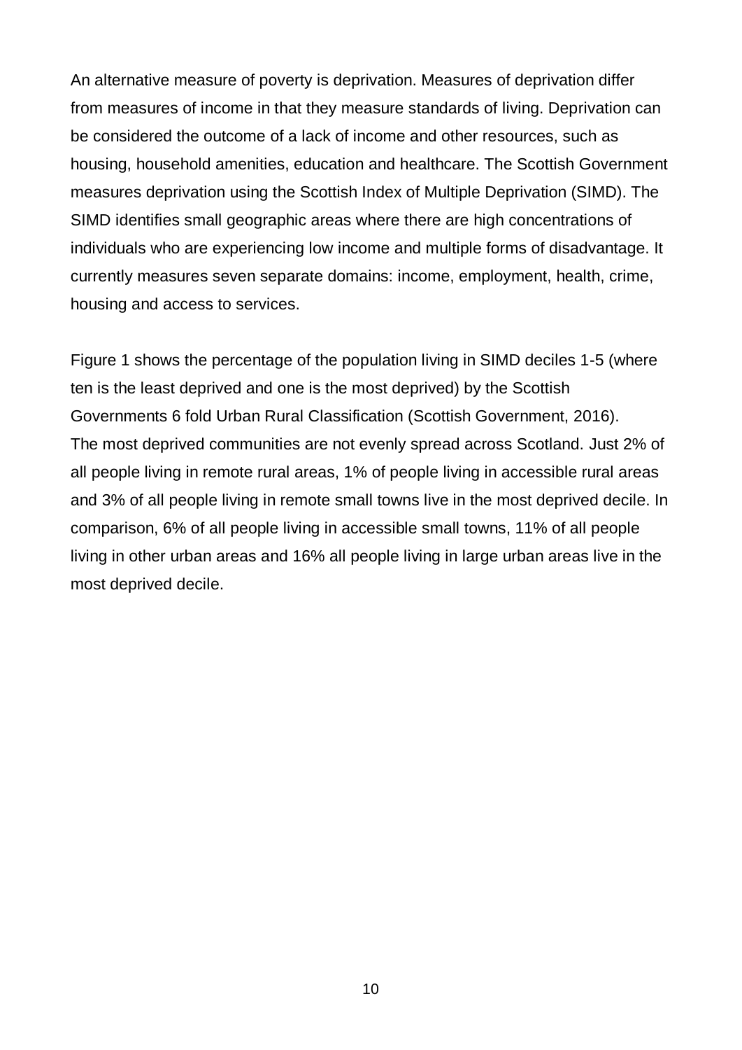An alternative measure of poverty is deprivation. Measures of deprivation differ from measures of income in that they measure standards of living. Deprivation can be considered the outcome of a lack of income and other resources, such as housing, household amenities, education and healthcare. The Scottish Government measures deprivation using the Scottish Index of Multiple Deprivation (SIMD). The SIMD identifies small geographic areas where there are high concentrations of individuals who are experiencing low income and multiple forms of disadvantage. It currently measures seven separate domains: income, employment, health, crime, housing and access to services.

Figure 1 shows the percentage of the population living in SIMD deciles 1-5 (where ten is the least deprived and one is the most deprived) by the Scottish Governments 6 fold Urban Rural Classification (Scottish Government, 2016). The most deprived communities are not evenly spread across Scotland. Just 2% of all people living in remote rural areas, 1% of people living in accessible rural areas and 3% of all people living in remote small towns live in the most deprived decile. In comparison, 6% of all people living in accessible small towns, 11% of all people living in other urban areas and 16% all people living in large urban areas live in the most deprived decile.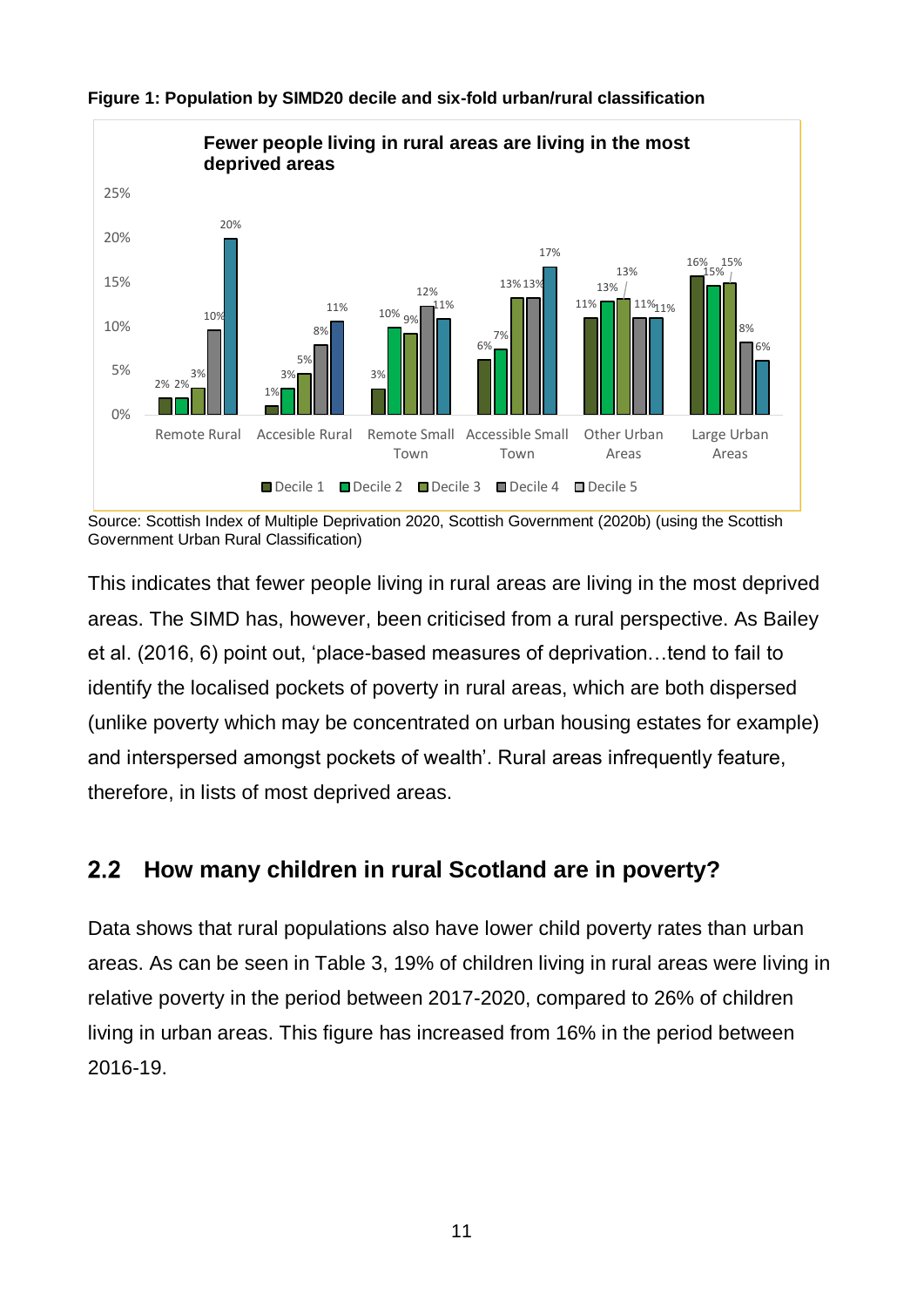**Figure 1: Population by SIMD20 decile and six-fold urban/rural classification**

Source: Scottish Index of Multiple Deprivation 2020, Scottish Government (2020b) (using the Scottish Government Urban Rural Classification)

This indicates that fewer people living in rural areas are living in the most deprived areas. The SIMD has, however, been criticised from a rural perspective. As Bailey et al. (2016, 6) point out, 'place-based measures of deprivation…tend to fail to identify the localised pockets of poverty in rural areas, which are both dispersed (unlike poverty which may be concentrated on urban housing estates for example) and interspersed amongst pockets of wealth'. Rural areas infrequently feature, therefore, in lists of most deprived areas.

## 2.2 How many children in rural Scotland are in poverty?

Data shows that rural populations also have lower child poverty rates than urban areas. As can be seen in Table 3, 19% of children living in rural areas were living in relative poverty in the period between 2017-2020, compared to 26% of children living in urban areas. This figure has increased from 16% in the period between 2016-19.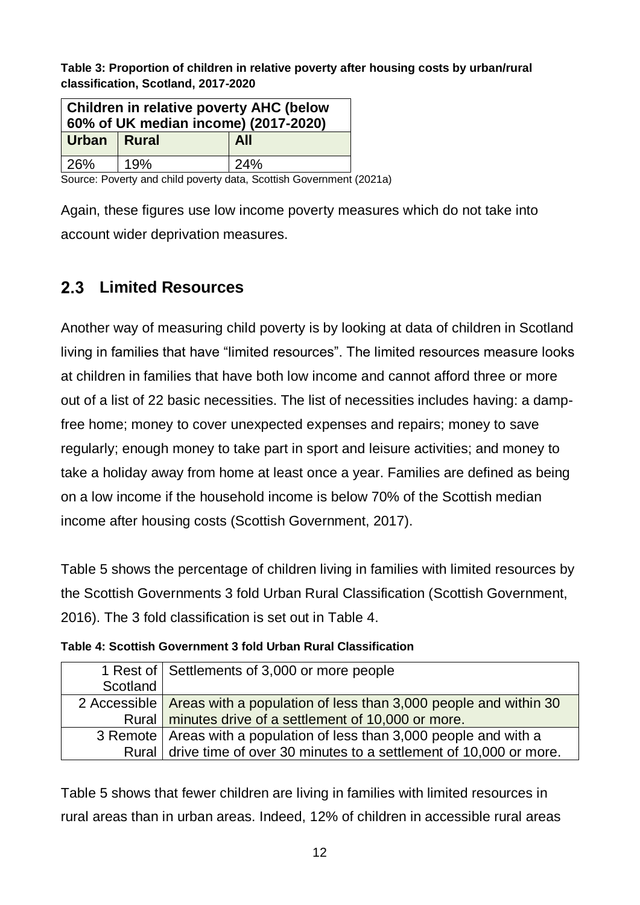**Table 3: Proportion of children in relative poverty after housing costs by urban/rural classification, Scotland, 2017-2020**

| Children in relative poverty AHC (below 60% of UK median income) (2017-2020) | | |
|---|---|---|
| **Urban** | **Rural** | **All** |
| 26% | 19% | 24% |

Source: Poverty and child poverty data, Scottish Government (2021a)

Again, these figures use low income poverty measures which do not take into account wider deprivation measures.

## 2.3 Limited Resources

Another way of measuring child poverty is by looking at data of children in Scotland living in families that have "limited resources". The limited resources measure looks at children in families that have both low income and cannot afford three or more out of a list of 22 basic necessities. The list of necessities includes having: a damp-free home; money to cover unexpected expenses and repairs; money to save regularly; enough money to take part in sport and leisure activities; and money to take a holiday away from home at least once a year. Families are defined as being on a low income if the household income is below 70% of the Scottish median income after housing costs (Scottish Government, 2017).

Table 5 shows the percentage of children living in families with limited resources by the Scottish Governments 3 fold Urban Rural Classification (Scottish Government, 2016). The 3 fold classification is set out in Table 4.

**Table 4: Scottish Government 3 fold Urban Rural Classification**

| | |
|---|---|
| 1 Rest of Scotland | Settlements of 3,000 or more people |
| 2 Accessible Rural | Areas with a population of less than 3,000 people and within 30 minutes drive of a settlement of 10,000 or more. |
| 3 Remote Rural | Areas with a population of less than 3,000 people and with a drive time of over 30 minutes to a settlement of 10,000 or more. |

Table 5 shows that fewer children are living in families with limited resources in rural areas than in urban areas. Indeed, 12% of children in accessible rural areas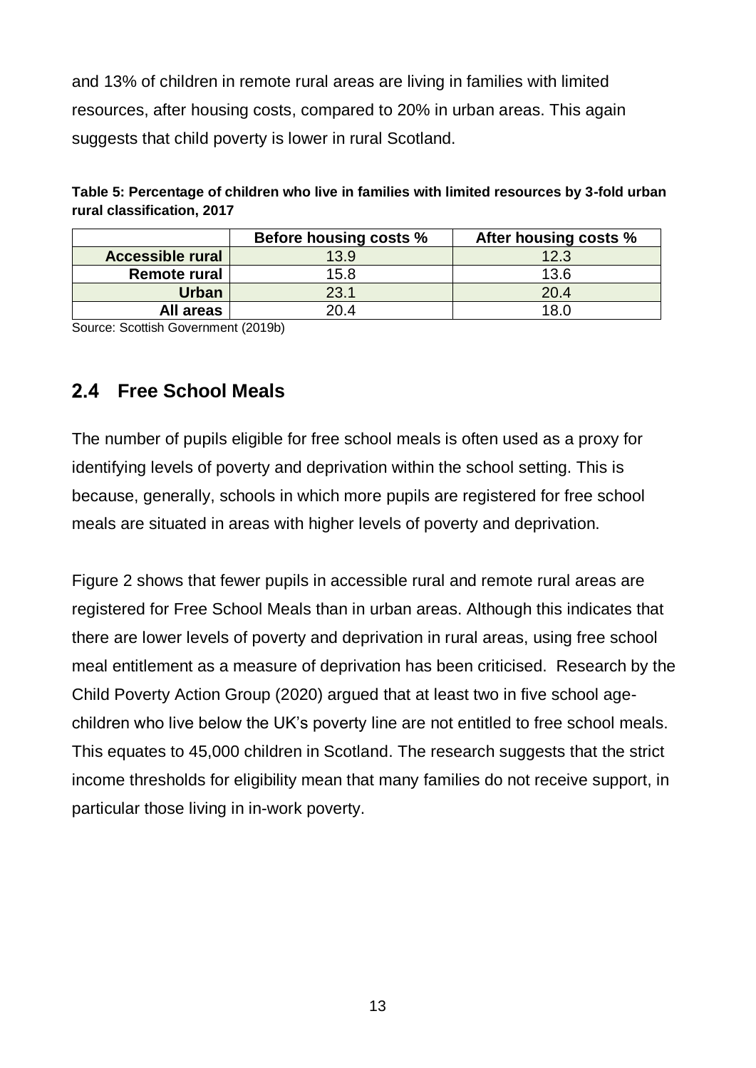and 13% of children in remote rural areas are living in families with limited resources, after housing costs, compared to 20% in urban areas. This again suggests that child poverty is lower in rural Scotland.

**Table 5: Percentage of children who live in families with limited resources by 3-fold urban rural classification, 2017**

| | Before housing costs % | After housing costs % |
|---|---|---|
| **Accessible rural** | 13.9 | 12.3 |
| **Remote rural** | 15.8 | 13.6 |
| **Urban** | 23.1 | 20.4 |
| **All areas** | 20.4 | 18.0 |

Source: Scottish Government (2019b)

## 2.4 Free School Meals

The number of pupils eligible for free school meals is often used as a proxy for identifying levels of poverty and deprivation within the school setting. This is because, generally, schools in which more pupils are registered for free school meals are situated in areas with higher levels of poverty and deprivation.

Figure 2 shows that fewer pupils in accessible rural and remote rural areas are registered for Free School Meals than in urban areas. Although this indicates that there are lower levels of poverty and deprivation in rural areas, using free school meal entitlement as a measure of deprivation has been criticised. Research by the Child Poverty Action Group (2020) argued that at least two in five school age-children who live below the UK's poverty line are not entitled to free school meals. This equates to 45,000 children in Scotland. The research suggests that the strict income thresholds for eligibility mean that many families do not receive support, in particular those living in in-work poverty.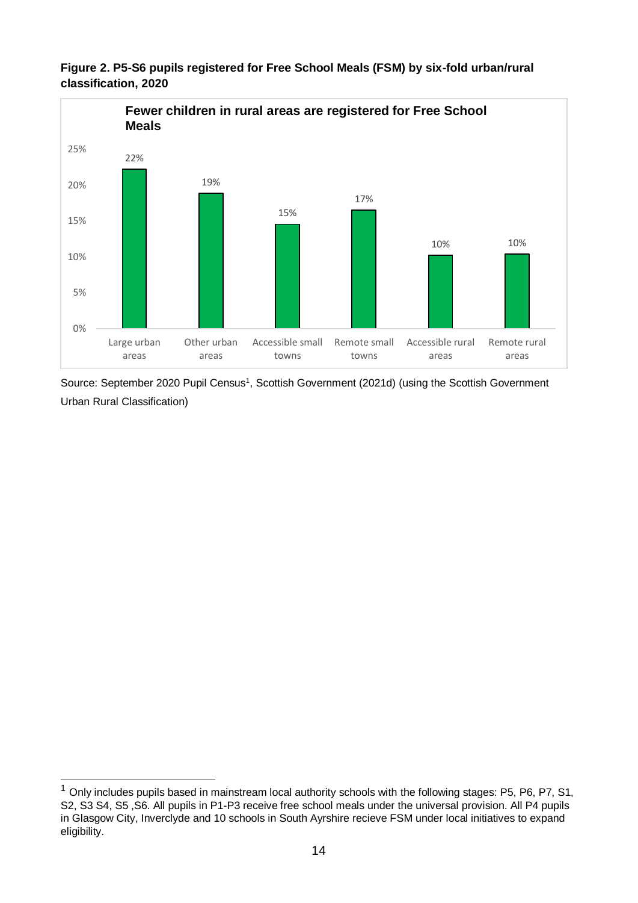**Figure 2. P5-S6 pupils registered for Free School Meals (FSM) by six-fold urban/rural classification, 2020**

**Fewer children in rural areas are registered for Free School Meals**

| Urban/rural classification | % registered for FSM |
|---|---|
| Large urban areas | 22% |
| Other urban areas | 19% |
| Accessible small towns | 15% |
| Remote small towns | 17% |
| Accessible rural areas | 10% |
| Remote rural areas | 10% |

Source: September 2020 Pupil Census[1], Scottish Government (2021d) (using the Scottish Government Urban Rural Classification)

[1] Only includes pupils based in mainstream local authority schools with the following stages: P5, P6, P7, S1, S2, S3 S4, S5 ,S6. All pupils in P1-P3 receive free school meals under the universal provision. All P4 pupils in Glasgow City, Inverclyde and 10 schools in South Ayrshire recieve FSM under local initiatives to expand eligibility.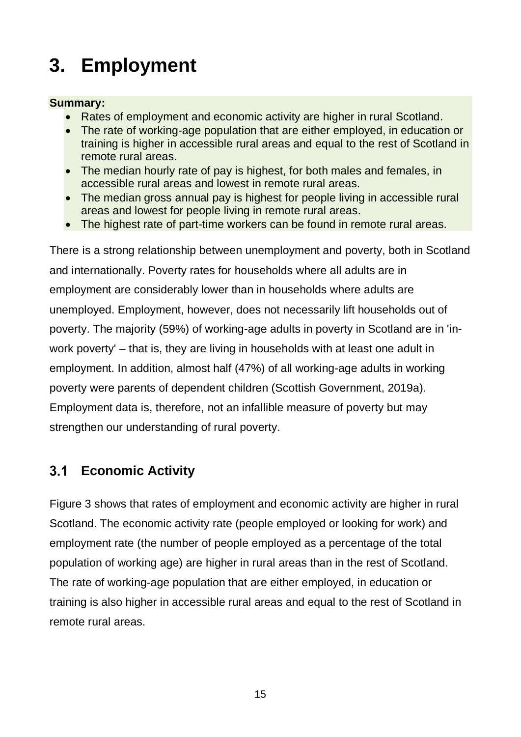# 3. Employment

**Summary:**

- Rates of employment and economic activity are higher in rural Scotland.
- The rate of working-age population that are either employed, in education or training is higher in accessible rural areas and equal to the rest of Scotland in remote rural areas.
- The median hourly rate of pay is highest, for both males and females, in accessible rural areas and lowest in remote rural areas.
- The median gross annual pay is highest for people living in accessible rural areas and lowest for people living in remote rural areas.
- The highest rate of part-time workers can be found in remote rural areas.

There is a strong relationship between unemployment and poverty, both in Scotland and internationally. Poverty rates for households where all adults are in employment are considerably lower than in households where adults are unemployed. Employment, however, does not necessarily lift households out of poverty. The majority (59%) of working-age adults in poverty in Scotland are in 'in-work poverty' – that is, they are living in households with at least one adult in employment. In addition, almost half (47%) of all working-age adults in working poverty were parents of dependent children (Scottish Government, 2019a). Employment data is, therefore, not an infallible measure of poverty but may strengthen our understanding of rural poverty.

## 3.1 Economic Activity

Figure 3 shows that rates of employment and economic activity are higher in rural Scotland. The economic activity rate (people employed or looking for work) and employment rate (the number of people employed as a percentage of the total population of working age) are higher in rural areas than in the rest of Scotland. The rate of working-age population that are either employed, in education or training is also higher in accessible rural areas and equal to the rest of Scotland in remote rural areas.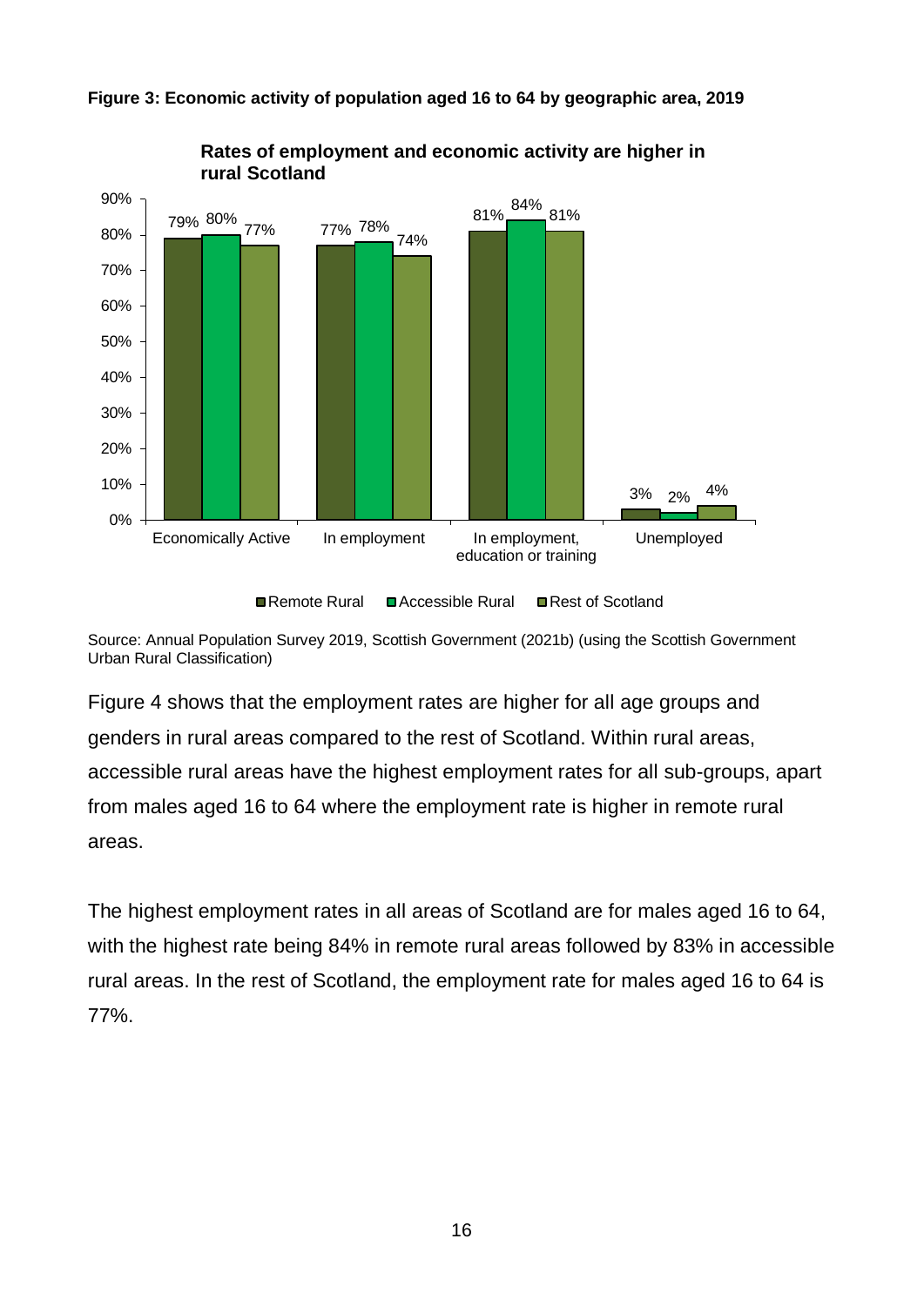**Figure 3: Economic activity of population aged 16 to 64 by geographic area, 2019**

**Rates of employment and economic activity are higher in rural Scotland**

| | Remote Rural | Accessible Rural | Rest of Scotland |
|---|---|---|---|
| Economically Active | 79% | 80% | 77% |
| In employment | 77% | 78% | 74% |
| In employment, education or training | 81% | 84% | 81% |
| Unemployed | 3% | 2% | 4% |

Source: Annual Population Survey 2019, Scottish Government (2021b) (using the Scottish Government Urban Rural Classification)

Figure 4 shows that the employment rates are higher for all age groups and genders in rural areas compared to the rest of Scotland. Within rural areas, accessible rural areas have the highest employment rates for all sub-groups, apart from males aged 16 to 64 where the employment rate is higher in remote rural areas.

The highest employment rates in all areas of Scotland are for males aged 16 to 64, with the highest rate being 84% in remote rural areas followed by 83% in accessible rural areas. In the rest of Scotland, the employment rate for males aged 16 to 64 is 77%.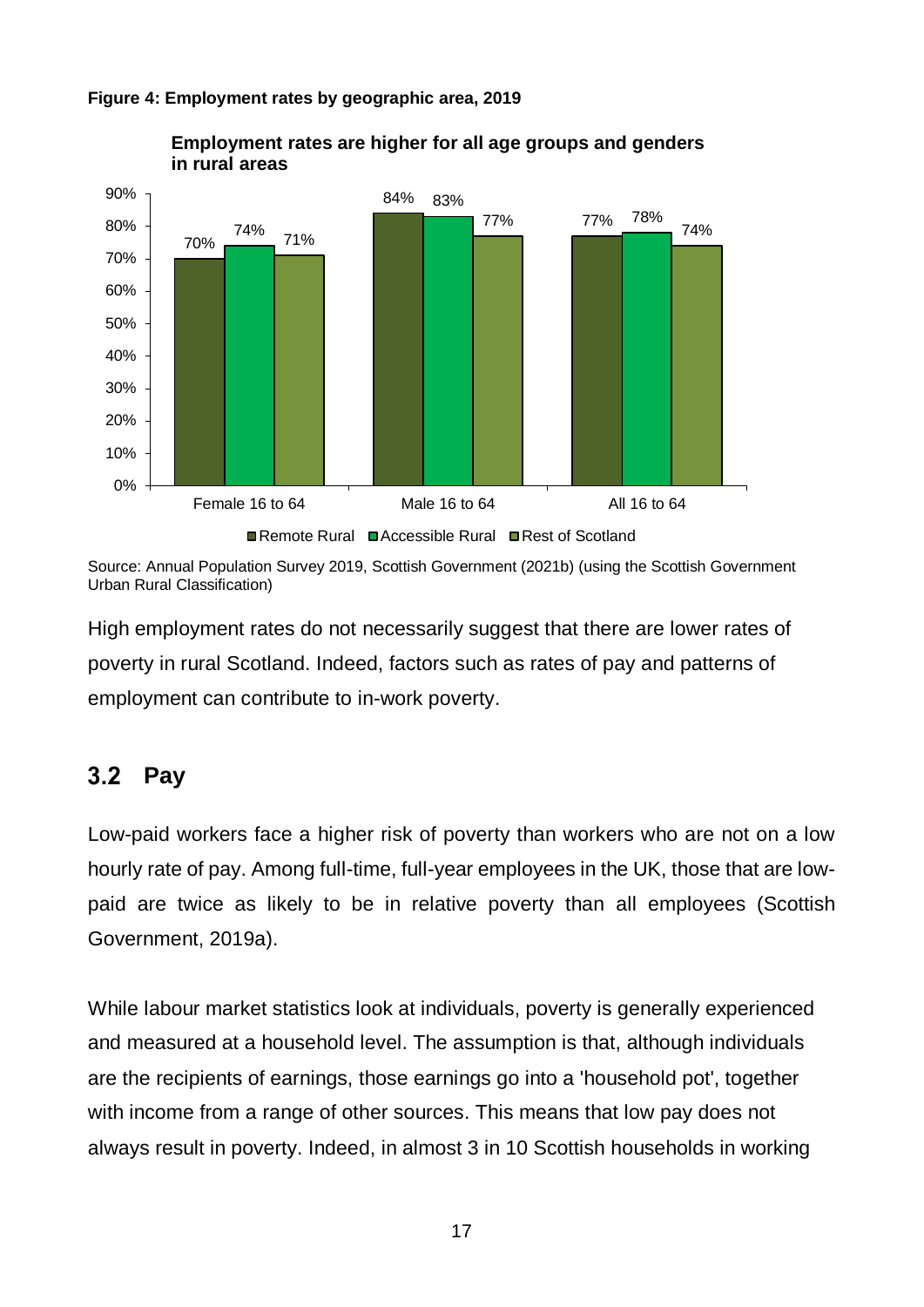**Figure 4: Employment rates by geographic area, 2019**

**Employment rates are higher for all age groups and genders in rural areas**

| | Remote Rural | Accessible Rural | Rest of Scotland |
|---|---|---|---|
| Female 16 to 64 | 70% | 74% | 71% |
| Male 16 to 64 | 84% | 83% | 77% |
| All 16 to 64 | 77% | 78% | 74% |

Source: Annual Population Survey 2019, Scottish Government (2021b) (using the Scottish Government Urban Rural Classification)

High employment rates do not necessarily suggest that there are lower rates of poverty in rural Scotland. Indeed, factors such as rates of pay and patterns of employment can contribute to in-work poverty.

## 3.2 Pay

Low-paid workers face a higher risk of poverty than workers who are not on a low hourly rate of pay. Among full-time, full-year employees in the UK, those that are low-paid are twice as likely to be in relative poverty than all employees (Scottish Government, 2019a).

While labour market statistics look at individuals, poverty is generally experienced and measured at a household level. The assumption is that, although individuals are the recipients of earnings, those earnings go into a 'household pot', together with income from a range of other sources. This means that low pay does not always result in poverty. Indeed, in almost 3 in 10 Scottish households in working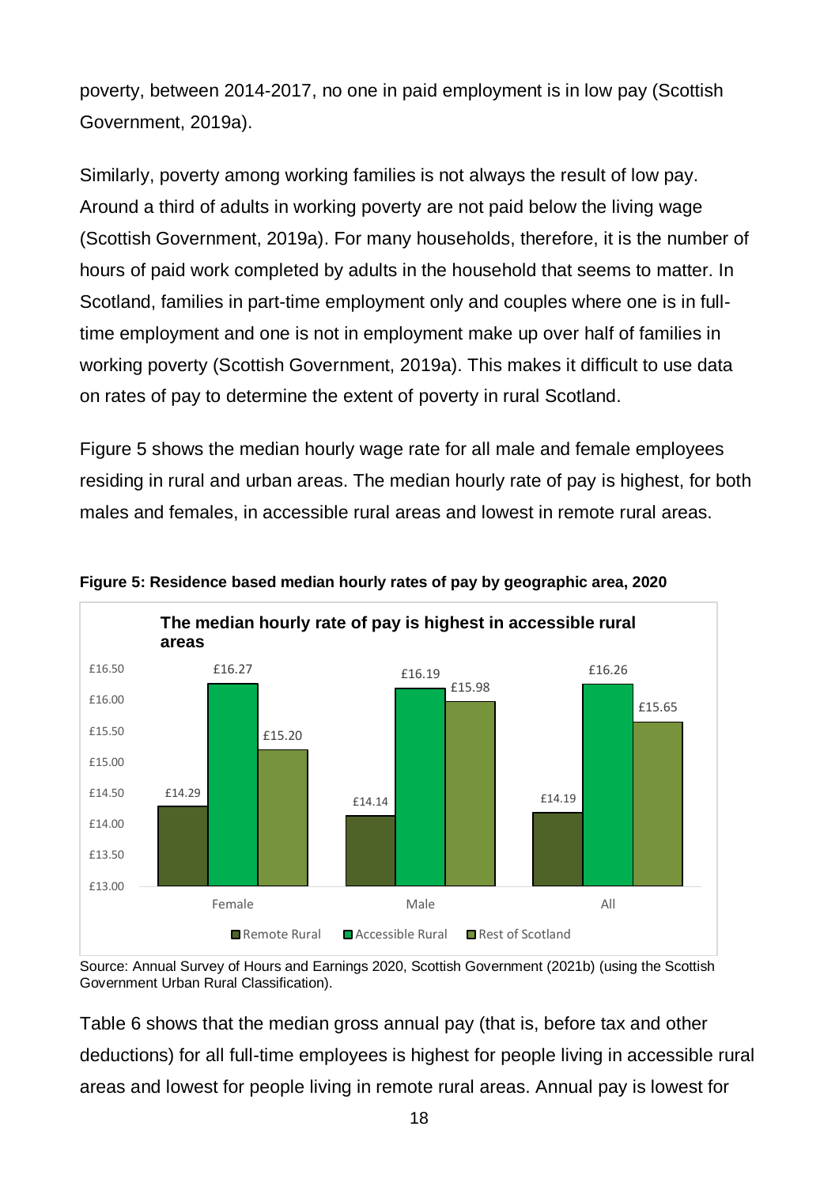poverty, between 2014-2017, no one in paid employment is in low pay (Scottish Government, 2019a).

Similarly, poverty among working families is not always the result of low pay. Around a third of adults in working poverty are not paid below the living wage (Scottish Government, 2019a). For many households, therefore, it is the number of hours of paid work completed by adults in the household that seems to matter. In Scotland, families in part-time employment only and couples where one is in full-time employment and one is not in employment make up over half of families in working poverty (Scottish Government, 2019a). This makes it difficult to use data on rates of pay to determine the extent of poverty in rural Scotland.

Figure 5 shows the median hourly wage rate for all male and female employees residing in rural and urban areas. The median hourly rate of pay is highest, for both males and females, in accessible rural areas and lowest in remote rural areas.

**Figure 5: Residence based median hourly rates of pay by geographic area, 2020**

**The median hourly rate of pay is highest in accessible rural areas**

| | Remote Rural | Accessible Rural | Rest of Scotland |
|---|---|---|---|
| Female | £14.29 | £16.27 | £15.20 |
| Male | £14.14 | £16.19 | £15.98 |
| All | £14.19 | £16.26 | £15.65 |

Source: Annual Survey of Hours and Earnings 2020, Scottish Government (2021b) (using the Scottish Government Urban Rural Classification).

Table 6 shows that the median gross annual pay (that is, before tax and other deductions) for all full-time employees is highest for people living in accessible rural areas and lowest for people living in remote rural areas. Annual pay is lowest for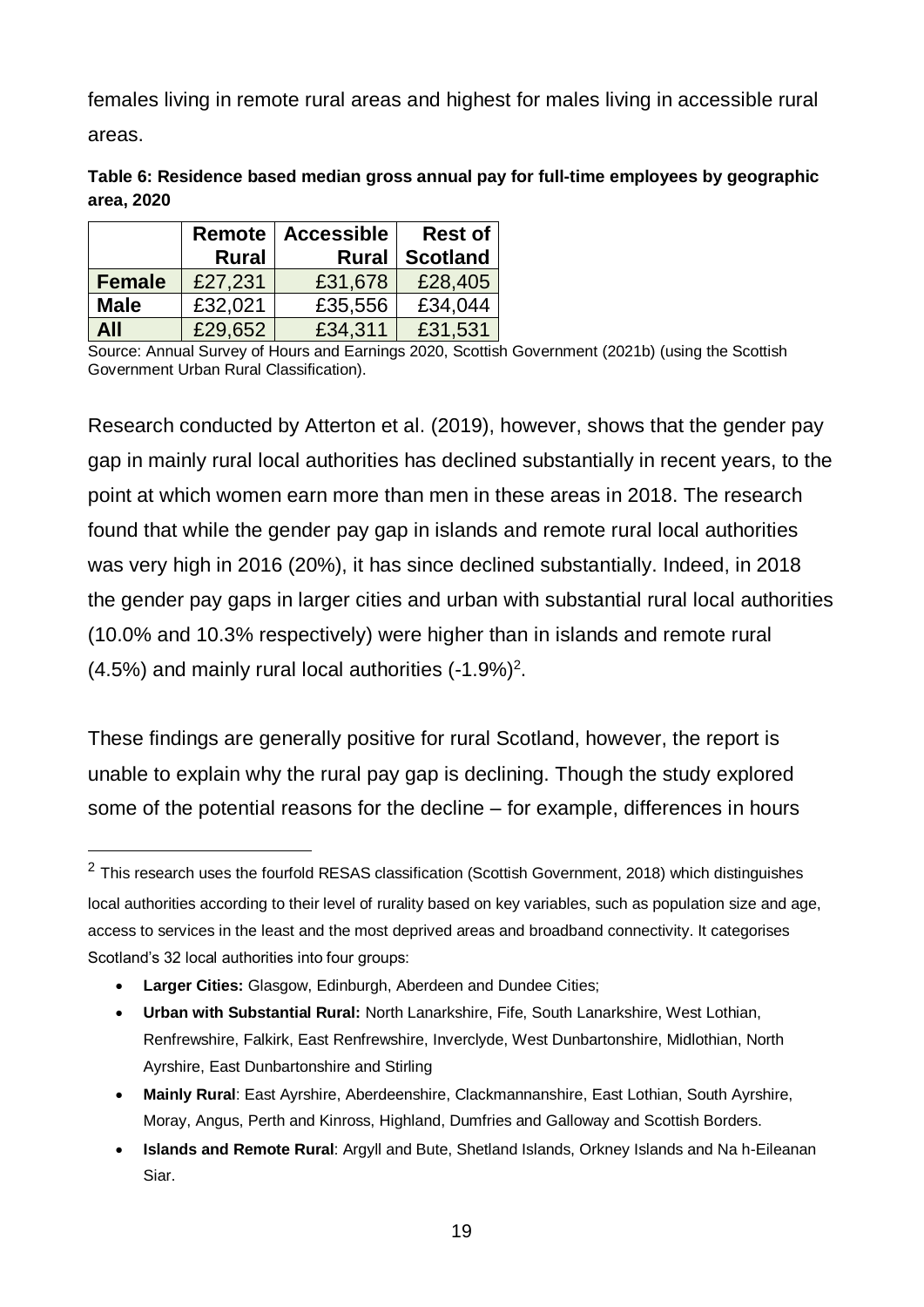females living in remote rural areas and highest for males living in accessible rural areas.

**Table 6: Residence based median gross annual pay for full-time employees by geographic area, 2020**

| | Remote Rural | Accessible Rural | Rest of Scotland |
|---|---|---|---|
| **Female** | £27,231 | £31,678 | £28,405 |
| **Male** | £32,021 | £35,556 | £34,044 |
| **All** | £29,652 | £34,311 | £31,531 |

Source: Annual Survey of Hours and Earnings 2020, Scottish Government (2021b) (using the Scottish Government Urban Rural Classification).

Research conducted by Atterton et al. (2019), however, shows that the gender pay gap in mainly rural local authorities has declined substantially in recent years, to the point at which women earn more than men in these areas in 2018. The research found that while the gender pay gap in islands and remote rural local authorities was very high in 2016 (20%), it has since declined substantially. Indeed, in 2018 the gender pay gaps in larger cities and urban with substantial rural local authorities (10.0% and 10.3% respectively) were higher than in islands and remote rural (4.5%) and mainly rural local authorities (-1.9%)[2].

These findings are generally positive for rural Scotland, however, the report is unable to explain why the rural pay gap is declining. Though the study explored some of the potential reasons for the decline – for example, differences in hours

---

[2] This research uses the fourfold RESAS classification (Scottish Government, 2018) which distinguishes local authorities according to their level of rurality based on key variables, such as population size and age, access to services in the least and the most deprived areas and broadband connectivity. It categorises Scotland's 32 local authorities into four groups:

- **Larger Cities:** Glasgow, Edinburgh, Aberdeen and Dundee Cities;
- **Urban with Substantial Rural:** North Lanarkshire, Fife, South Lanarkshire, West Lothian, Renfrewshire, Falkirk, East Renfrewshire, Inverclyde, West Dunbartonshire, Midlothian, North Ayrshire, East Dunbartonshire and Stirling
- **Mainly Rural**: East Ayrshire, Aberdeenshire, Clackmannanshire, East Lothian, South Ayrshire, Moray, Angus, Perth and Kinross, Highland, Dumfries and Galloway and Scottish Borders.
- **Islands and Remote Rural**: Argyll and Bute, Shetland Islands, Orkney Islands and Na h-Eileanan Siar.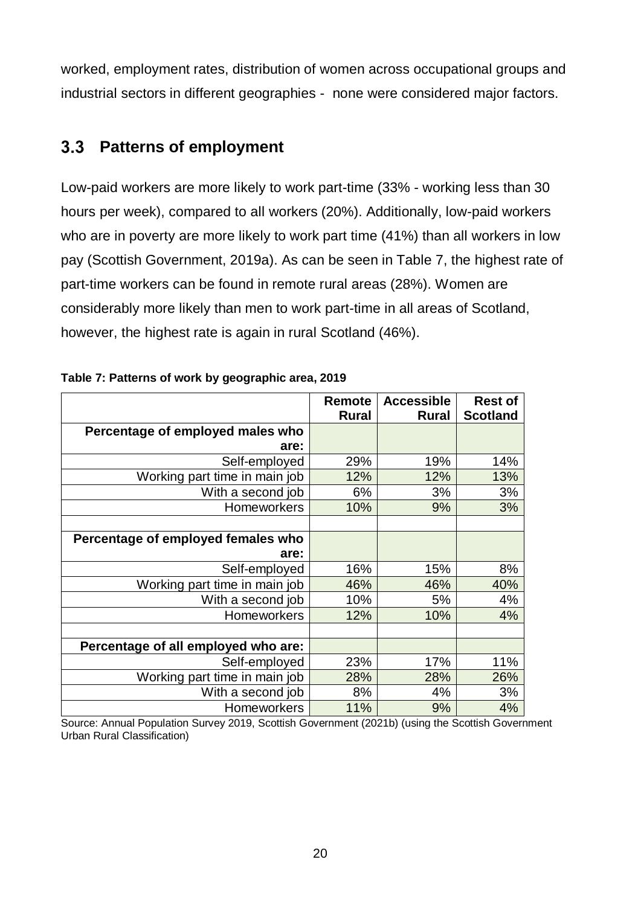worked, employment rates, distribution of women across occupational groups and industrial sectors in different geographies - none were considered major factors.

## 3.3 Patterns of employment

Low-paid workers are more likely to work part-time (33% - working less than 30 hours per week), compared to all workers (20%). Additionally, low-paid workers who are in poverty are more likely to work part time (41%) than all workers in low pay (Scottish Government, 2019a). As can be seen in Table 7, the highest rate of part-time workers can be found in remote rural areas (28%). Women are considerably more likely than men to work part-time in all areas of Scotland, however, the highest rate is again in rural Scotland (46%).

**Table 7: Patterns of work by geographic area, 2019**

| | Remote Rural | Accessible Rural | Rest of Scotland |
|---:|---:|---:|---:|
| **Percentage of employed males who are:** | | | |
| Self-employed | 29% | 19% | 14% |
| Working part time in main job | 12% | 12% | 13% |
| With a second job | 6% | 3% | 3% |
| Homeworkers | 10% | 9% | 3% |
| | | | |
| **Percentage of employed females who are:** | | | |
| Self-employed | 16% | 15% | 8% |
| Working part time in main job | 46% | 46% | 40% |
| With a second job | 10% | 5% | 4% |
| Homeworkers | 12% | 10% | 4% |
| | | | |
| **Percentage of all employed who are:** | | | |
| Self-employed | 23% | 17% | 11% |
| Working part time in main job | 28% | 28% | 26% |
| With a second job | 8% | 4% | 3% |
| Homeworkers | 11% | 9% | 4% |

Source: Annual Population Survey 2019, Scottish Government (2021b) (using the Scottish Government Urban Rural Classification)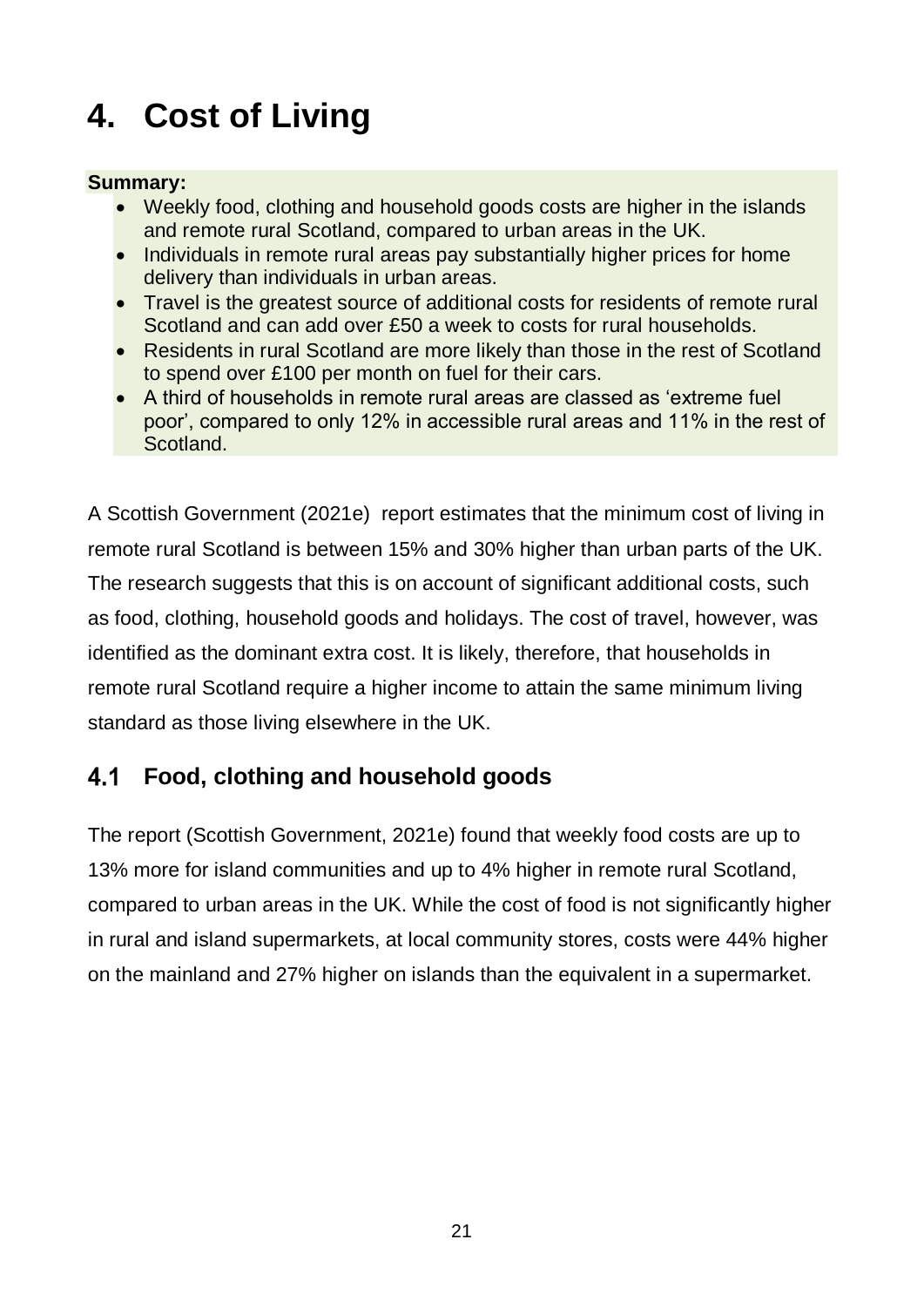# 4. Cost of Living

**Summary:**

- Weekly food, clothing and household goods costs are higher in the islands and remote rural Scotland, compared to urban areas in the UK.
- Individuals in remote rural areas pay substantially higher prices for home delivery than individuals in urban areas.
- Travel is the greatest source of additional costs for residents of remote rural Scotland and can add over £50 a week to costs for rural households.
- Residents in rural Scotland are more likely than those in the rest of Scotland to spend over £100 per month on fuel for their cars.
- A third of households in remote rural areas are classed as 'extreme fuel poor', compared to only 12% in accessible rural areas and 11% in the rest of Scotland.

A Scottish Government (2021e) report estimates that the minimum cost of living in remote rural Scotland is between 15% and 30% higher than urban parts of the UK. The research suggests that this is on account of significant additional costs, such as food, clothing, household goods and holidays. The cost of travel, however, was identified as the dominant extra cost. It is likely, therefore, that households in remote rural Scotland require a higher income to attain the same minimum living standard as those living elsewhere in the UK.

## 4.1 Food, clothing and household goods

The report (Scottish Government, 2021e) found that weekly food costs are up to 13% more for island communities and up to 4% higher in remote rural Scotland, compared to urban areas in the UK. While the cost of food is not significantly higher in rural and island supermarkets, at local community stores, costs were 44% higher on the mainland and 27% higher on islands than the equivalent in a supermarket.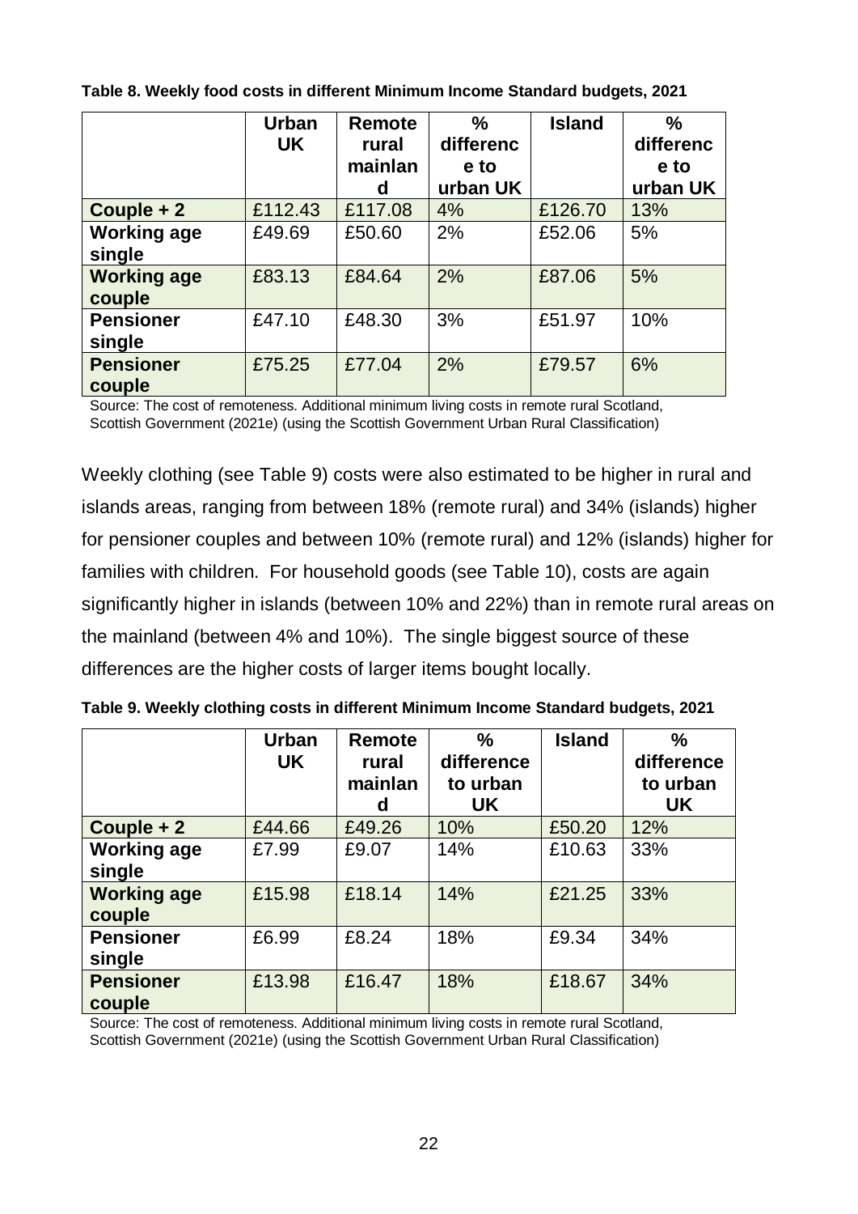**Table 8. Weekly food costs in different Minimum Income Standard budgets, 2021**

| | Urban UK | Remote rural mainland | % difference to urban UK | Island | % difference to urban UK |
|---|---|---|---|---|---|
| **Couple + 2** | £112.43 | £117.08 | 4% | £126.70 | 13% |
| **Working age single** | £49.69 | £50.60 | 2% | £52.06 | 5% |
| **Working age couple** | £83.13 | £84.64 | 2% | £87.06 | 5% |
| **Pensioner single** | £47.10 | £48.30 | 3% | £51.97 | 10% |
| **Pensioner couple** | £75.25 | £77.04 | 2% | £79.57 | 6% |

Source: The cost of remoteness. Additional minimum living costs in remote rural Scotland, Scottish Government (2021e) (using the Scottish Government Urban Rural Classification)

Weekly clothing (see Table 9) costs were also estimated to be higher in rural and islands areas, ranging from between 18% (remote rural) and 34% (islands) higher for pensioner couples and between 10% (remote rural) and 12% (islands) higher for families with children. For household goods (see Table 10), costs are again significantly higher in islands (between 10% and 22%) than in remote rural areas on the mainland (between 4% and 10%). The single biggest source of these differences are the higher costs of larger items bought locally.

**Table 9. Weekly clothing costs in different Minimum Income Standard budgets, 2021**

| | Urban UK | Remote rural mainland | % difference to urban UK | Island | % difference to urban UK |
|---|---|---|---|---|---|
| **Couple + 2** | £44.66 | £49.26 | 10% | £50.20 | 12% |
| **Working age single** | £7.99 | £9.07 | 14% | £10.63 | 33% |
| **Working age couple** | £15.98 | £18.14 | 14% | £21.25 | 33% |
| **Pensioner single** | £6.99 | £8.24 | 18% | £9.34 | 34% |
| **Pensioner couple** | £13.98 | £16.47 | 18% | £18.67 | 34% |

Source: The cost of remoteness. Additional minimum living costs in remote rural Scotland, Scottish Government (2021e) (using the Scottish Government Urban Rural Classification)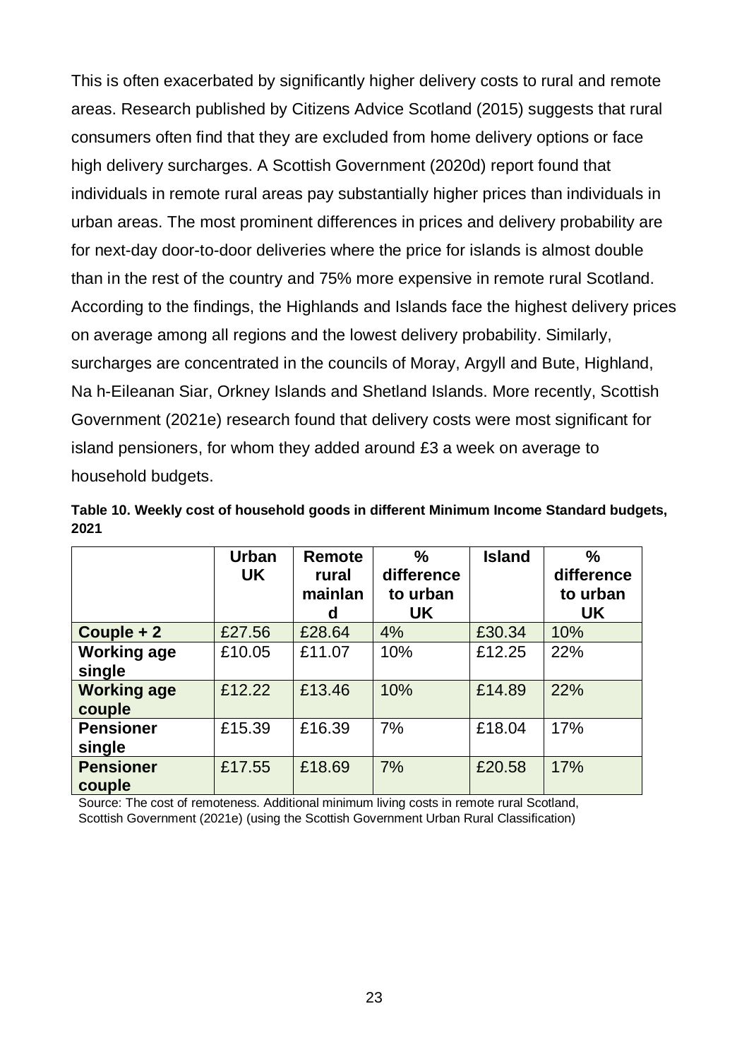This is often exacerbated by significantly higher delivery costs to rural and remote areas. Research published by Citizens Advice Scotland (2015) suggests that rural consumers often find that they are excluded from home delivery options or face high delivery surcharges. A Scottish Government (2020d) report found that individuals in remote rural areas pay substantially higher prices than individuals in urban areas. The most prominent differences in prices and delivery probability are for next-day door-to-door deliveries where the price for islands is almost double than in the rest of the country and 75% more expensive in remote rural Scotland. According to the findings, the Highlands and Islands face the highest delivery prices on average among all regions and the lowest delivery probability. Similarly, surcharges are concentrated in the councils of Moray, Argyll and Bute, Highland, Na h-Eileanan Siar, Orkney Islands and Shetland Islands. More recently, Scottish Government (2021e) research found that delivery costs were most significant for island pensioners, for whom they added around £3 a week on average to household budgets.

**Table 10. Weekly cost of household goods in different Minimum Income Standard budgets, 2021**

| | Urban UK | Remote rural mainland | % difference to urban UK | Island | % difference to urban UK |
|---|---|---|---|---|---|
| **Couple + 2** | £27.56 | £28.64 | 4% | £30.34 | 10% |
| **Working age single** | £10.05 | £11.07 | 10% | £12.25 | 22% |
| **Working age couple** | £12.22 | £13.46 | 10% | £14.89 | 22% |
| **Pensioner single** | £15.39 | £16.39 | 7% | £18.04 | 17% |
| **Pensioner couple** | £17.55 | £18.69 | 7% | £20.58 | 17% |

Source: The cost of remoteness. Additional minimum living costs in remote rural Scotland, Scottish Government (2021e) (using the Scottish Government Urban Rural Classification)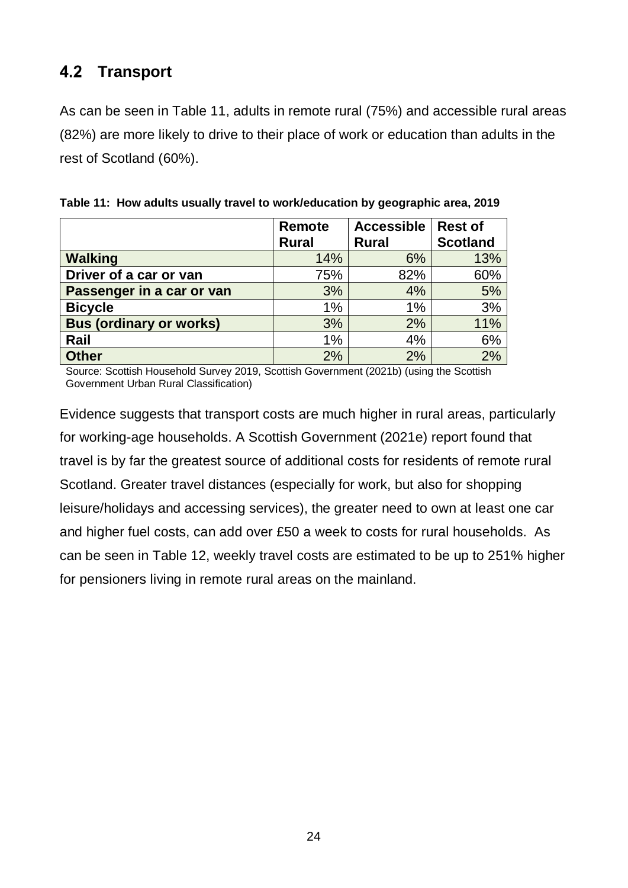## 4.2 Transport

As can be seen in Table 11, adults in remote rural (75%) and accessible rural areas (82%) are more likely to drive to their place of work or education than adults in the rest of Scotland (60%).

**Table 11: How adults usually travel to work/education by geographic area, 2019**

| | Remote Rural | Accessible Rural | Rest of Scotland |
|---|---|---|---|
| **Walking** | 14% | 6% | 13% |
| **Driver of a car or van** | 75% | 82% | 60% |
| **Passenger in a car or van** | 3% | 4% | 5% |
| **Bicycle** | 1% | 1% | 3% |
| **Bus (ordinary or works)** | 3% | 2% | 11% |
| **Rail** | 1% | 4% | 6% |
| **Other** | 2% | 2% | 2% |

Source: Scottish Household Survey 2019, Scottish Government (2021b) (using the Scottish Government Urban Rural Classification)

Evidence suggests that transport costs are much higher in rural areas, particularly for working-age households. A Scottish Government (2021e) report found that travel is by far the greatest source of additional costs for residents of remote rural Scotland. Greater travel distances (especially for work, but also for shopping leisure/holidays and accessing services), the greater need to own at least one car and higher fuel costs, can add over £50 a week to costs for rural households. As can be seen in Table 12, weekly travel costs are estimated to be up to 251% higher for pensioners living in remote rural areas on the mainland.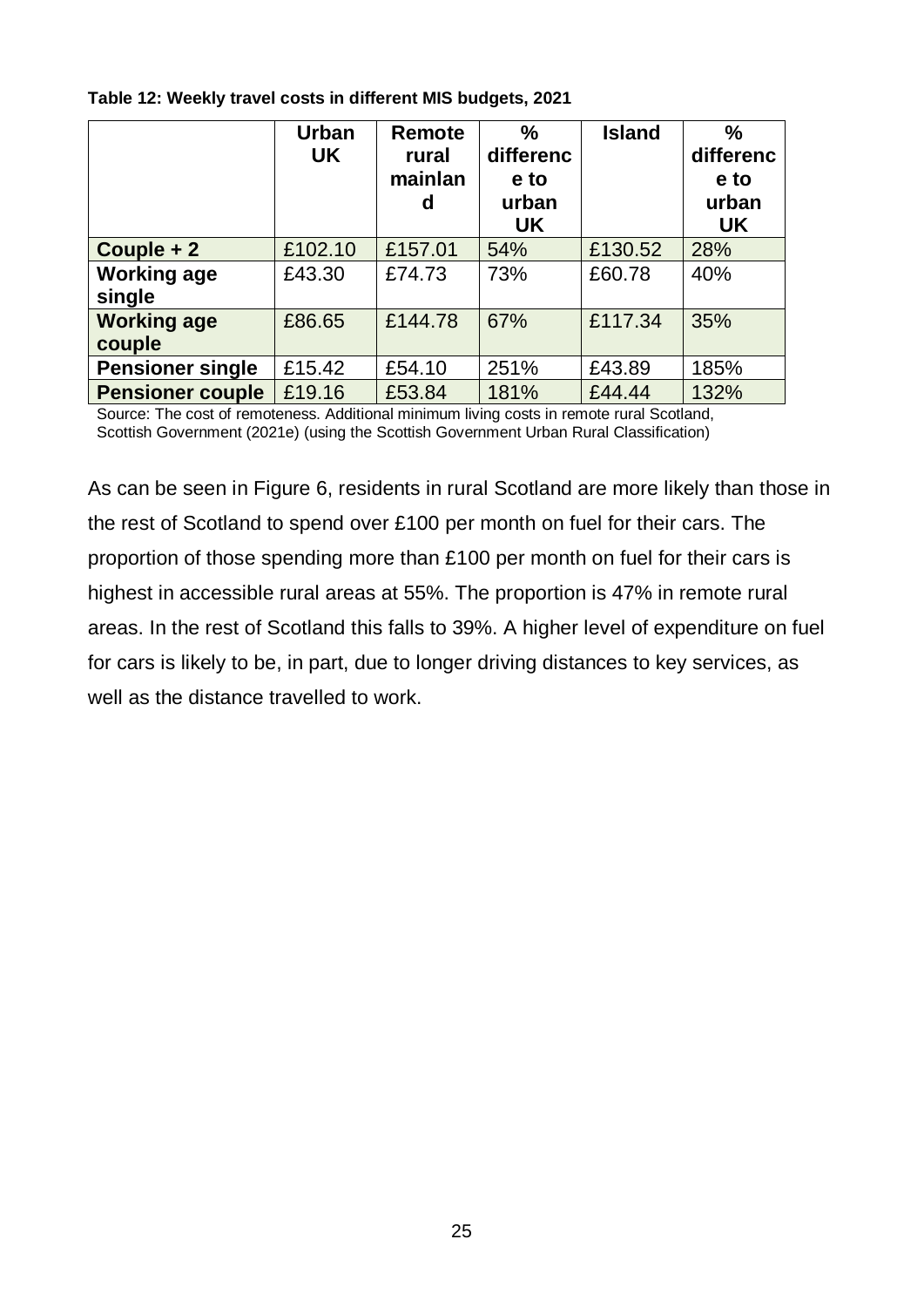**Table 12: Weekly travel costs in different MIS budgets, 2021**

| | Urban UK | Remote rural mainland | % difference to urban UK | Island | % difference to urban UK |
|---|---|---|---|---|---|
| **Couple + 2** | £102.10 | £157.01 | 54% | £130.52 | 28% |
| **Working age single** | £43.30 | £74.73 | 73% | £60.78 | 40% |
| **Working age couple** | £86.65 | £144.78 | 67% | £117.34 | 35% |
| **Pensioner single** | £15.42 | £54.10 | 251% | £43.89 | 185% |
| **Pensioner couple** | £19.16 | £53.84 | 181% | £44.44 | 132% |

Source: The cost of remoteness. Additional minimum living costs in remote rural Scotland, Scottish Government (2021e) (using the Scottish Government Urban Rural Classification)

As can be seen in Figure 6, residents in rural Scotland are more likely than those in the rest of Scotland to spend over £100 per month on fuel for their cars. The proportion of those spending more than £100 per month on fuel for their cars is highest in accessible rural areas at 55%. The proportion is 47% in remote rural areas. In the rest of Scotland this falls to 39%. A higher level of expenditure on fuel for cars is likely to be, in part, due to longer driving distances to key services, as well as the distance travelled to work.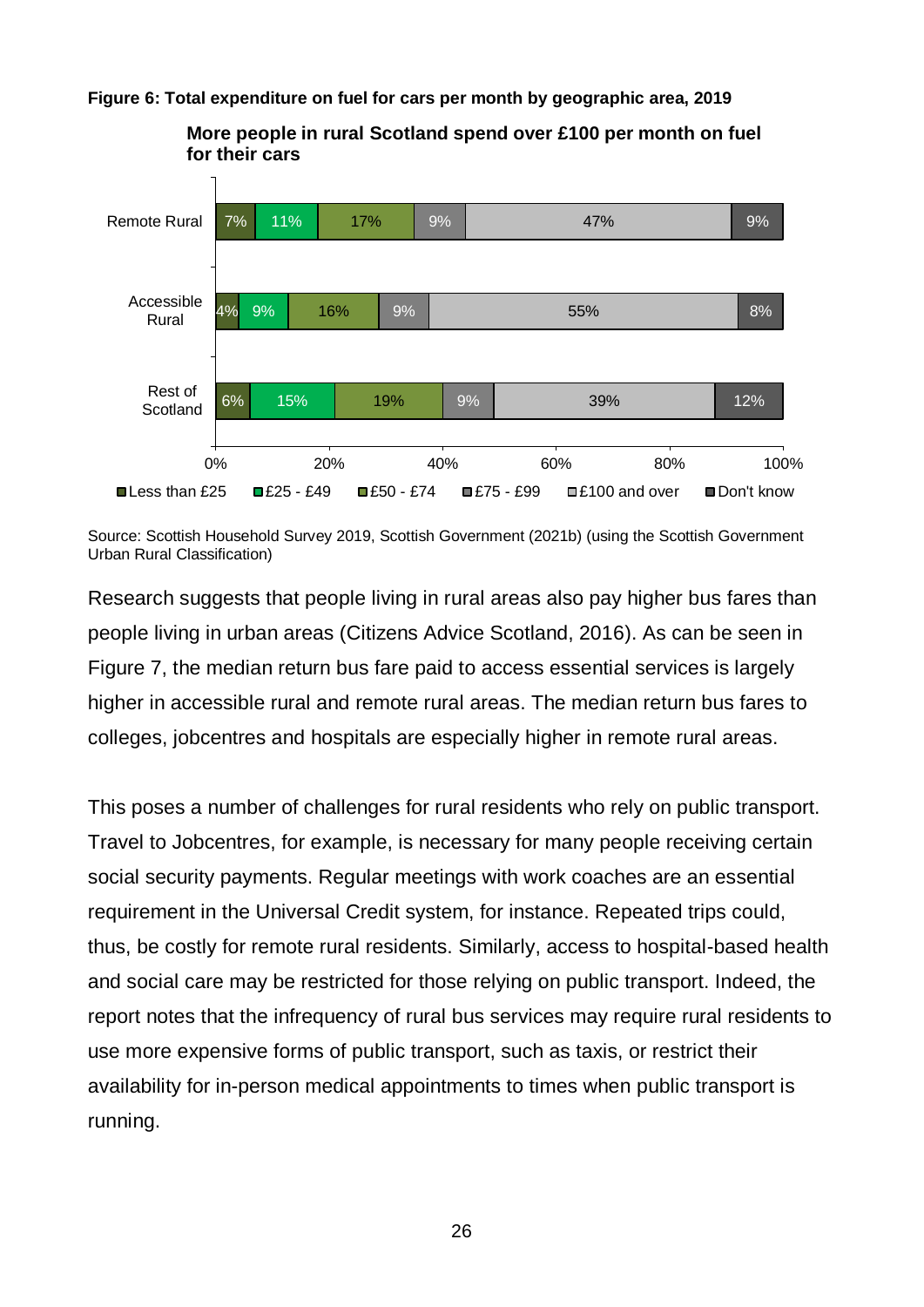**Figure 6: Total expenditure on fuel for cars per month by geographic area, 2019**

**More people in rural Scotland spend over £100 per month on fuel for their cars**

| | Less than £25 | £25 - £49 | £50 - £74 | £75 - £99 | £100 and over | Don't know |
|---|---|---|---|---|---|---|
| Remote Rural | 7% | 11% | 17% | 9% | 47% | 9% |
| Accessible Rural | 4% | 9% | 16% | 9% | 55% | 8% |
| Rest of Scotland | 6% | 15% | 19% | 9% | 39% | 12% |

Source: Scottish Household Survey 2019, Scottish Government (2021b) (using the Scottish Government Urban Rural Classification)

Research suggests that people living in rural areas also pay higher bus fares than people living in urban areas (Citizens Advice Scotland, 2016). As can be seen in Figure 7, the median return bus fare paid to access essential services is largely higher in accessible rural and remote rural areas. The median return bus fares to colleges, jobcentres and hospitals are especially higher in remote rural areas.

This poses a number of challenges for rural residents who rely on public transport. Travel to Jobcentres, for example, is necessary for many people receiving certain social security payments. Regular meetings with work coaches are an essential requirement in the Universal Credit system, for instance. Repeated trips could, thus, be costly for remote rural residents. Similarly, access to hospital-based health and social care may be restricted for those relying on public transport. Indeed, the report notes that the infrequency of rural bus services may require rural residents to use more expensive forms of public transport, such as taxis, or restrict their availability for in-person medical appointments to times when public transport is running.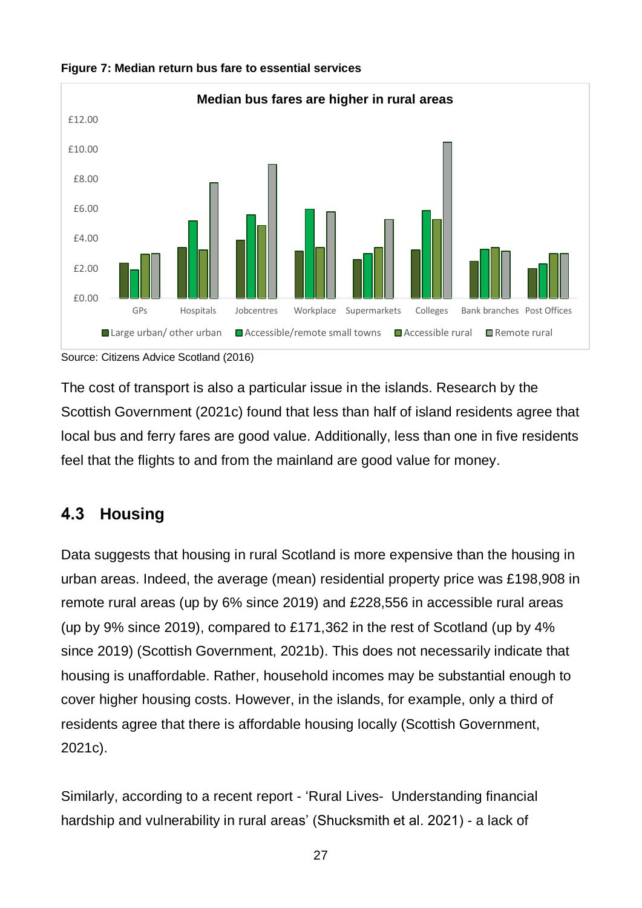**Figure 7: Median return bus fare to essential services**

Source: Citizens Advice Scotland (2016)

The cost of transport is also a particular issue in the islands. Research by the Scottish Government (2021c) found that less than half of island residents agree that local bus and ferry fares are good value. Additionally, less than one in five residents feel that the flights to and from the mainland are good value for money.

## 4.3 Housing

Data suggests that housing in rural Scotland is more expensive than the housing in urban areas. Indeed, the average (mean) residential property price was £198,908 in remote rural areas (up by 6% since 2019) and £228,556 in accessible rural areas (up by 9% since 2019), compared to £171,362 in the rest of Scotland (up by 4% since 2019) (Scottish Government, 2021b). This does not necessarily indicate that housing is unaffordable. Rather, household incomes may be substantial enough to cover higher housing costs. However, in the islands, for example, only a third of residents agree that there is affordable housing locally (Scottish Government, 2021c).

Similarly, according to a recent report - 'Rural Lives- Understanding financial hardship and vulnerability in rural areas' (Shucksmith et al. 2021) - a lack of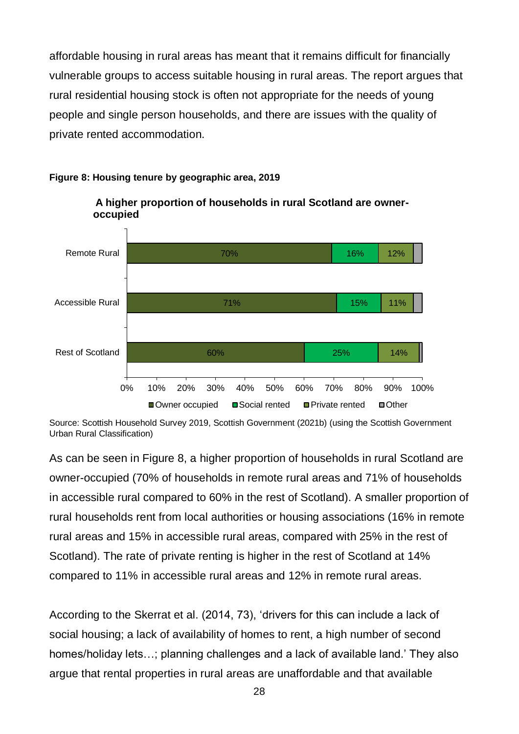affordable housing in rural areas has meant that it remains difficult for financially vulnerable groups to access suitable housing in rural areas. The report argues that rural residential housing stock is often not appropriate for the needs of young people and single person households, and there are issues with the quality of private rented accommodation.

**Figure 8: Housing tenure by geographic area, 2019**

**A higher proportion of households in rural Scotland are owner-occupied**

| | Owner occupied | Social rented | Private rented | Other |
|---|---|---|---|---|
| Remote Rural | 70% | 16% | 12% | |
| Accessible Rural | 71% | 15% | 11% | |
| Rest of Scotland | 60% | 25% | 14% | |

Source: Scottish Household Survey 2019, Scottish Government (2021b) (using the Scottish Government Urban Rural Classification)

As can be seen in Figure 8, a higher proportion of households in rural Scotland are owner-occupied (70% of households in remote rural areas and 71% of households in accessible rural compared to 60% in the rest of Scotland). A smaller proportion of rural households rent from local authorities or housing associations (16% in remote rural areas and 15% in accessible rural areas, compared with 25% in the rest of Scotland). The rate of private renting is higher in the rest of Scotland at 14% compared to 11% in accessible rural areas and 12% in remote rural areas.

According to the Skerrat et al. (2014, 73), 'drivers for this can include a lack of social housing; a lack of availability of homes to rent, a high number of second homes/holiday lets…; planning challenges and a lack of available land.' They also argue that rental properties in rural areas are unaffordable and that available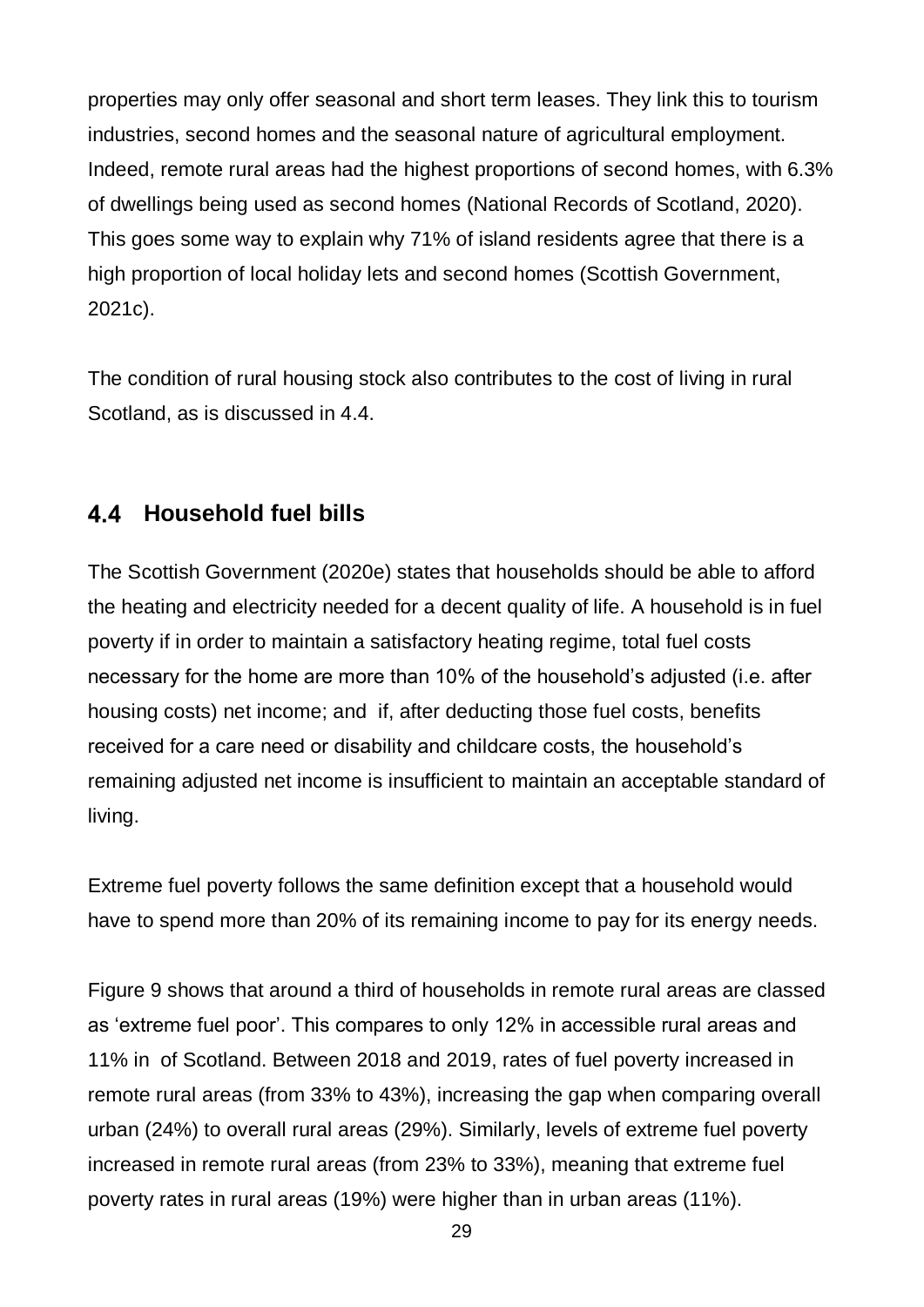properties may only offer seasonal and short term leases. They link this to tourism industries, second homes and the seasonal nature of agricultural employment. Indeed, remote rural areas had the highest proportions of second homes, with 6.3% of dwellings being used as second homes (National Records of Scotland, 2020). This goes some way to explain why 71% of island residents agree that there is a high proportion of local holiday lets and second homes (Scottish Government, 2021c).

The condition of rural housing stock also contributes to the cost of living in rural Scotland, as is discussed in 4.4.

## 4.4 Household fuel bills

The Scottish Government (2020e) states that households should be able to afford the heating and electricity needed for a decent quality of life. A household is in fuel poverty if in order to maintain a satisfactory heating regime, total fuel costs necessary for the home are more than 10% of the household's adjusted (i.e. after housing costs) net income; and if, after deducting those fuel costs, benefits received for a care need or disability and childcare costs, the household's remaining adjusted net income is insufficient to maintain an acceptable standard of living.

Extreme fuel poverty follows the same definition except that a household would have to spend more than 20% of its remaining income to pay for its energy needs.

Figure 9 shows that around a third of households in remote rural areas are classed as 'extreme fuel poor'. This compares to only 12% in accessible rural areas and 11% in of Scotland. Between 2018 and 2019, rates of fuel poverty increased in remote rural areas (from 33% to 43%), increasing the gap when comparing overall urban (24%) to overall rural areas (29%). Similarly, levels of extreme fuel poverty increased in remote rural areas (from 23% to 33%), meaning that extreme fuel poverty rates in rural areas (19%) were higher than in urban areas (11%).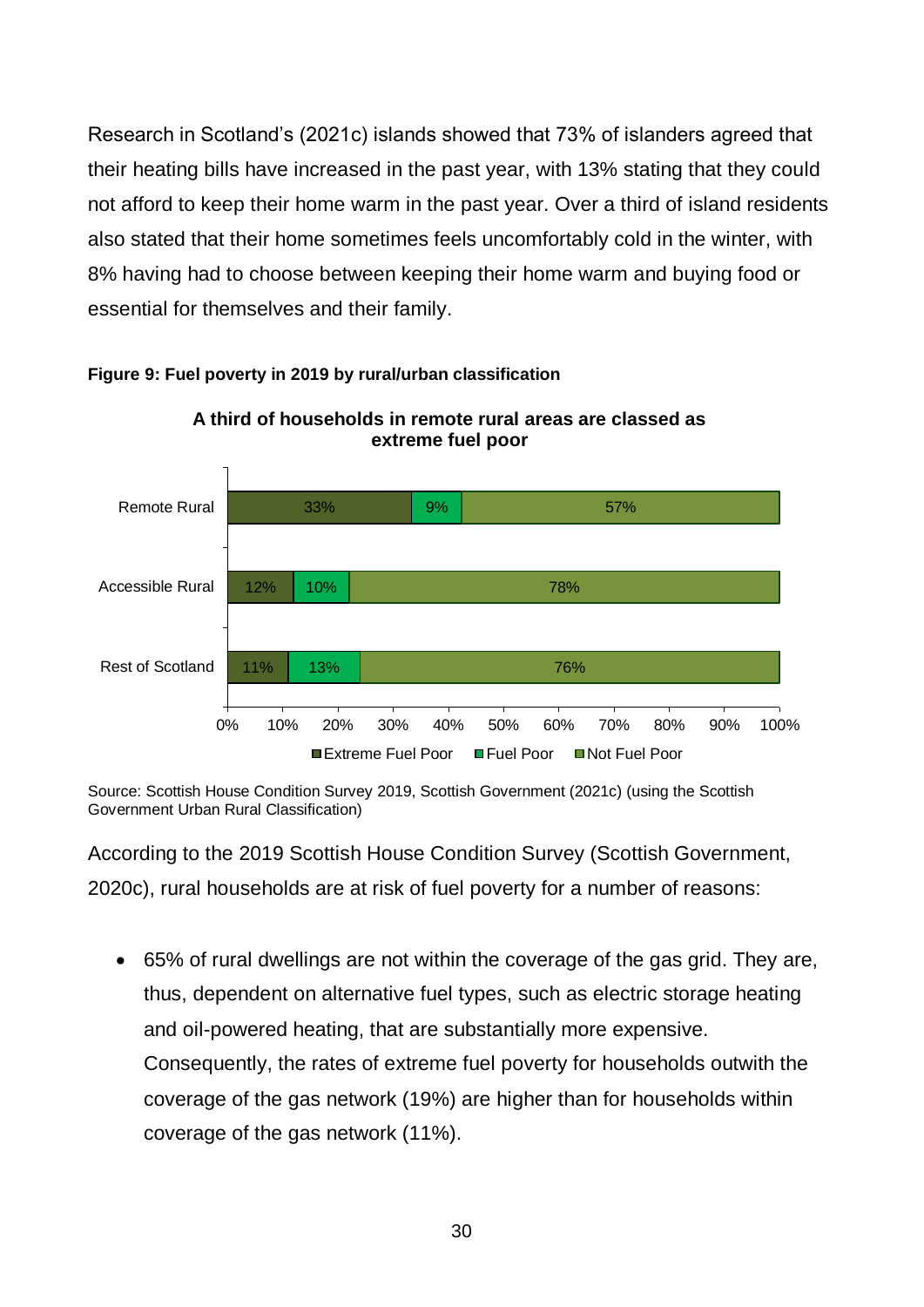Research in Scotland's (2021c) islands showed that 73% of islanders agreed that their heating bills have increased in the past year, with 13% stating that they could not afford to keep their home warm in the past year. Over a third of island residents also stated that their home sometimes feels uncomfortably cold in the winter, with 8% having had to choose between keeping their home warm and buying food or essential for themselves and their family.

**Figure 9: Fuel poverty in 2019 by rural/urban classification**

**A third of households in remote rural areas are classed as extreme fuel poor**

| | Extreme Fuel Poor | Fuel Poor | Not Fuel Poor |
|---|---|---|---|
| Remote Rural | 33% | 9% | 57% |
| Accessible Rural | 12% | 10% | 78% |
| Rest of Scotland | 11% | 13% | 76% |

Source: Scottish House Condition Survey 2019, Scottish Government (2021c) (using the Scottish Government Urban Rural Classification)

According to the 2019 Scottish House Condition Survey (Scottish Government, 2020c), rural households are at risk of fuel poverty for a number of reasons:

- 65% of rural dwellings are not within the coverage of the gas grid. They are, thus, dependent on alternative fuel types, such as electric storage heating and oil-powered heating, that are substantially more expensive. Consequently, the rates of extreme fuel poverty for households outwith the coverage of the gas network (19%) are higher than for households within coverage of the gas network (11%).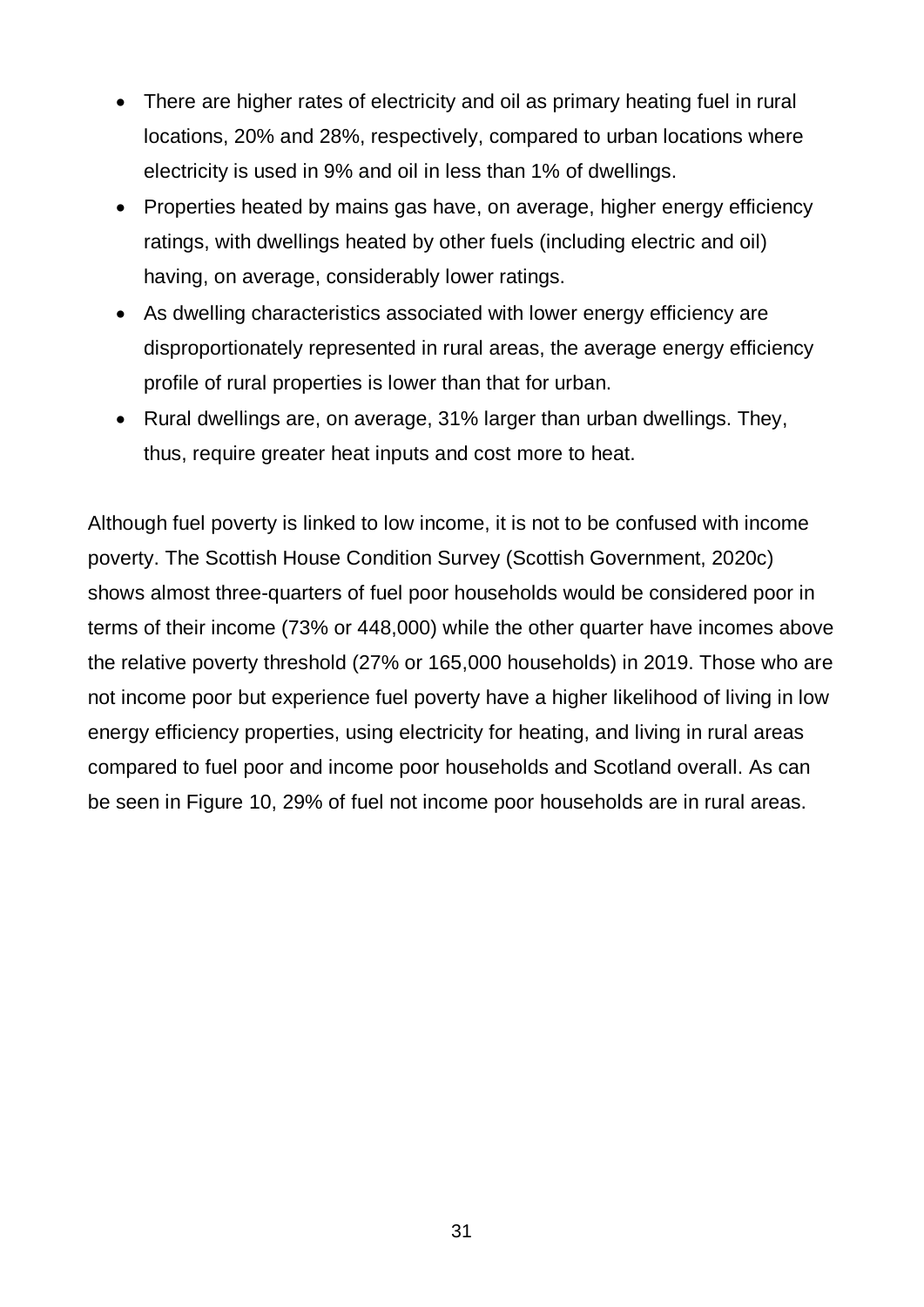- There are higher rates of electricity and oil as primary heating fuel in rural locations, 20% and 28%, respectively, compared to urban locations where electricity is used in 9% and oil in less than 1% of dwellings.
- Properties heated by mains gas have, on average, higher energy efficiency ratings, with dwellings heated by other fuels (including electric and oil) having, on average, considerably lower ratings.
- As dwelling characteristics associated with lower energy efficiency are disproportionately represented in rural areas, the average energy efficiency profile of rural properties is lower than that for urban.
- Rural dwellings are, on average, 31% larger than urban dwellings. They, thus, require greater heat inputs and cost more to heat.

Although fuel poverty is linked to low income, it is not to be confused with income poverty. The Scottish House Condition Survey (Scottish Government, 2020c) shows almost three-quarters of fuel poor households would be considered poor in terms of their income (73% or 448,000) while the other quarter have incomes above the relative poverty threshold (27% or 165,000 households) in 2019. Those who are not income poor but experience fuel poverty have a higher likelihood of living in low energy efficiency properties, using electricity for heating, and living in rural areas compared to fuel poor and income poor households and Scotland overall. As can be seen in Figure 10, 29% of fuel not income poor households are in rural areas.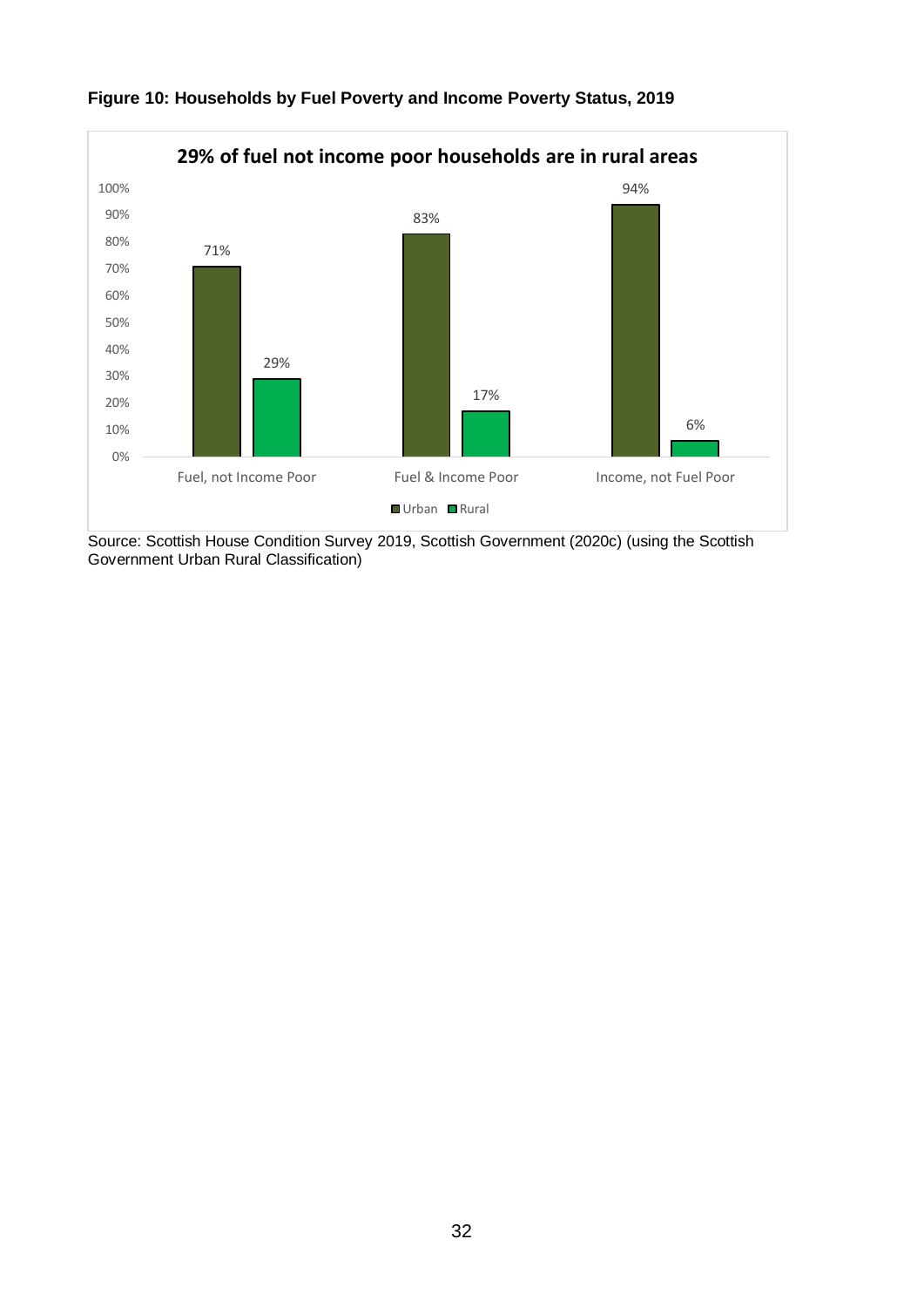**Figure 10: Households by Fuel Poverty and Income Poverty Status, 2019**

**29% of fuel not income poor households are in rural areas**

| | Urban | Rural |
|---|---|---|
| Fuel, not Income Poor | 71% | 29% |
| Fuel & Income Poor | 83% | 17% |
| Income, not Fuel Poor | 94% | 6% |

Source: Scottish House Condition Survey 2019, Scottish Government (2020c) (using the Scottish Government Urban Rural Classification)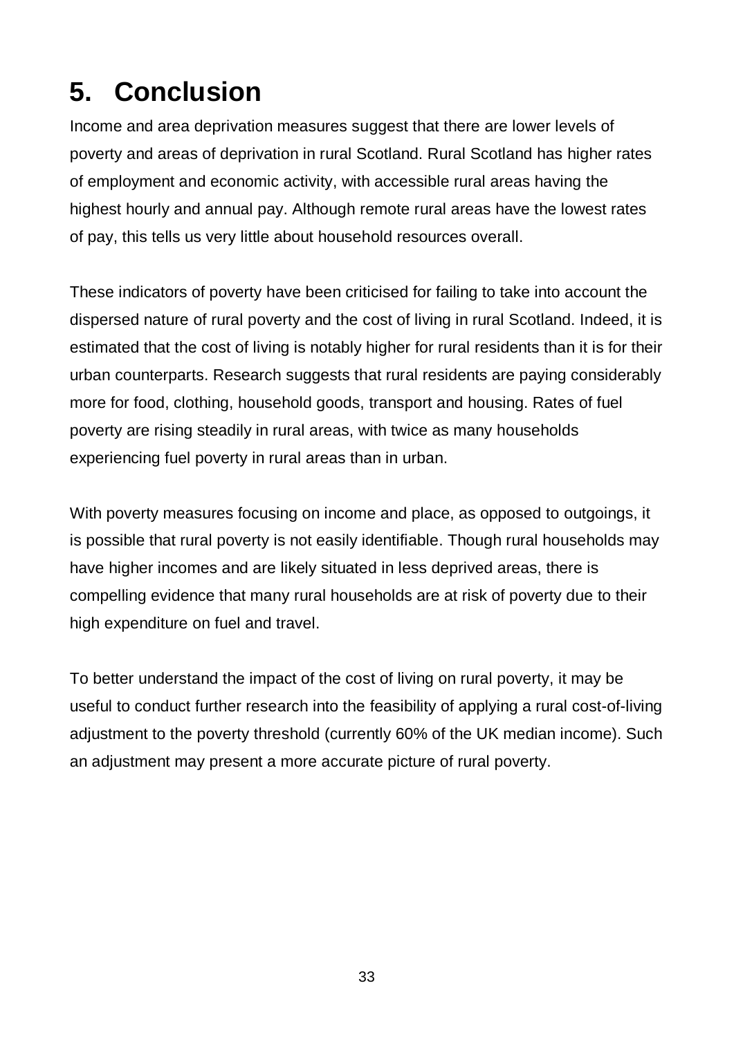# 5. Conclusion

Income and area deprivation measures suggest that there are lower levels of poverty and areas of deprivation in rural Scotland. Rural Scotland has higher rates of employment and economic activity, with accessible rural areas having the highest hourly and annual pay. Although remote rural areas have the lowest rates of pay, this tells us very little about household resources overall.

These indicators of poverty have been criticised for failing to take into account the dispersed nature of rural poverty and the cost of living in rural Scotland. Indeed, it is estimated that the cost of living is notably higher for rural residents than it is for their urban counterparts. Research suggests that rural residents are paying considerably more for food, clothing, household goods, transport and housing. Rates of fuel poverty are rising steadily in rural areas, with twice as many households experiencing fuel poverty in rural areas than in urban.

With poverty measures focusing on income and place, as opposed to outgoings, it is possible that rural poverty is not easily identifiable. Though rural households may have higher incomes and are likely situated in less deprived areas, there is compelling evidence that many rural households are at risk of poverty due to their high expenditure on fuel and travel.

To better understand the impact of the cost of living on rural poverty, it may be useful to conduct further research into the feasibility of applying a rural cost-of-living adjustment to the poverty threshold (currently 60% of the UK median income). Such an adjustment may present a more accurate picture of rural poverty.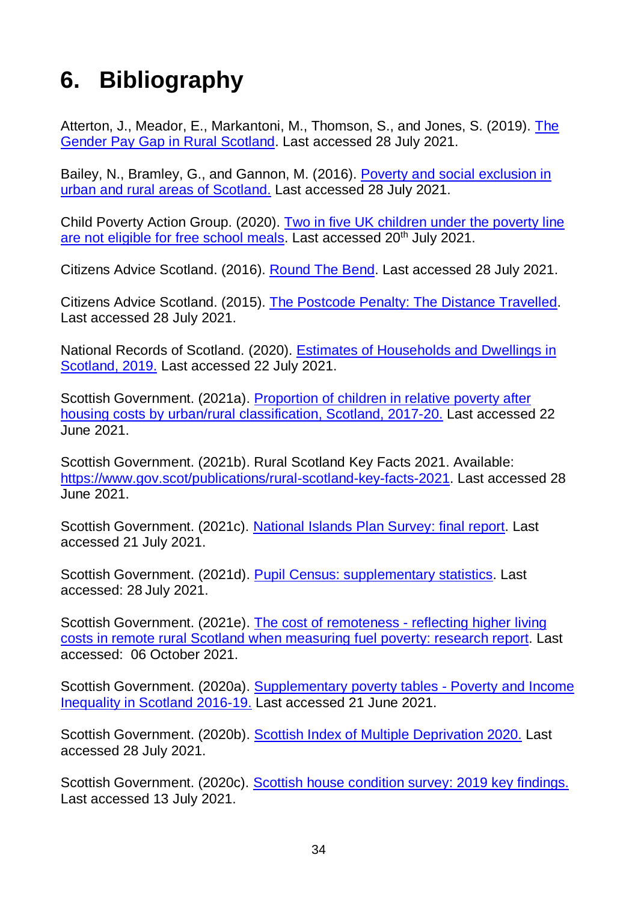# 6. Bibliography

Atterton, J., Meador, E., Markantoni, M., Thomson, S., and Jones, S. (2019). The Gender Pay Gap in Rural Scotland. Last accessed 28 July 2021.

Bailey, N., Bramley, G., and Gannon, M. (2016). Poverty and social exclusion in urban and rural areas of Scotland. Last accessed 28 July 2021.

Child Poverty Action Group. (2020). Two in five UK children under the poverty line are not eligible for free school meals. Last accessed 20th July 2021.

Citizens Advice Scotland. (2016). Round The Bend. Last accessed 28 July 2021.

Citizens Advice Scotland. (2015). The Postcode Penalty: The Distance Travelled. Last accessed 28 July 2021.

National Records of Scotland. (2020). Estimates of Households and Dwellings in Scotland, 2019. Last accessed 22 July 2021.

Scottish Government. (2021a). Proportion of children in relative poverty after housing costs by urban/rural classification, Scotland, 2017-20. Last accessed 22 June 2021.

Scottish Government. (2021b). Rural Scotland Key Facts 2021. Available: https://www.gov.scot/publications/rural-scotland-key-facts-2021. Last accessed 28 June 2021.

Scottish Government. (2021c). National Islands Plan Survey: final report. Last accessed 21 July 2021.

Scottish Government. (2021d). Pupil Census: supplementary statistics. Last accessed: 28 July 2021.

Scottish Government. (2021e). The cost of remoteness - reflecting higher living costs in remote rural Scotland when measuring fuel poverty: research report. Last accessed: 06 October 2021.

Scottish Government. (2020a). Supplementary poverty tables - Poverty and Income Inequality in Scotland 2016-19. Last accessed 21 June 2021.

Scottish Government. (2020b). Scottish Index of Multiple Deprivation 2020. Last accessed 28 July 2021.

Scottish Government. (2020c). Scottish house condition survey: 2019 key findings. Last accessed 13 July 2021.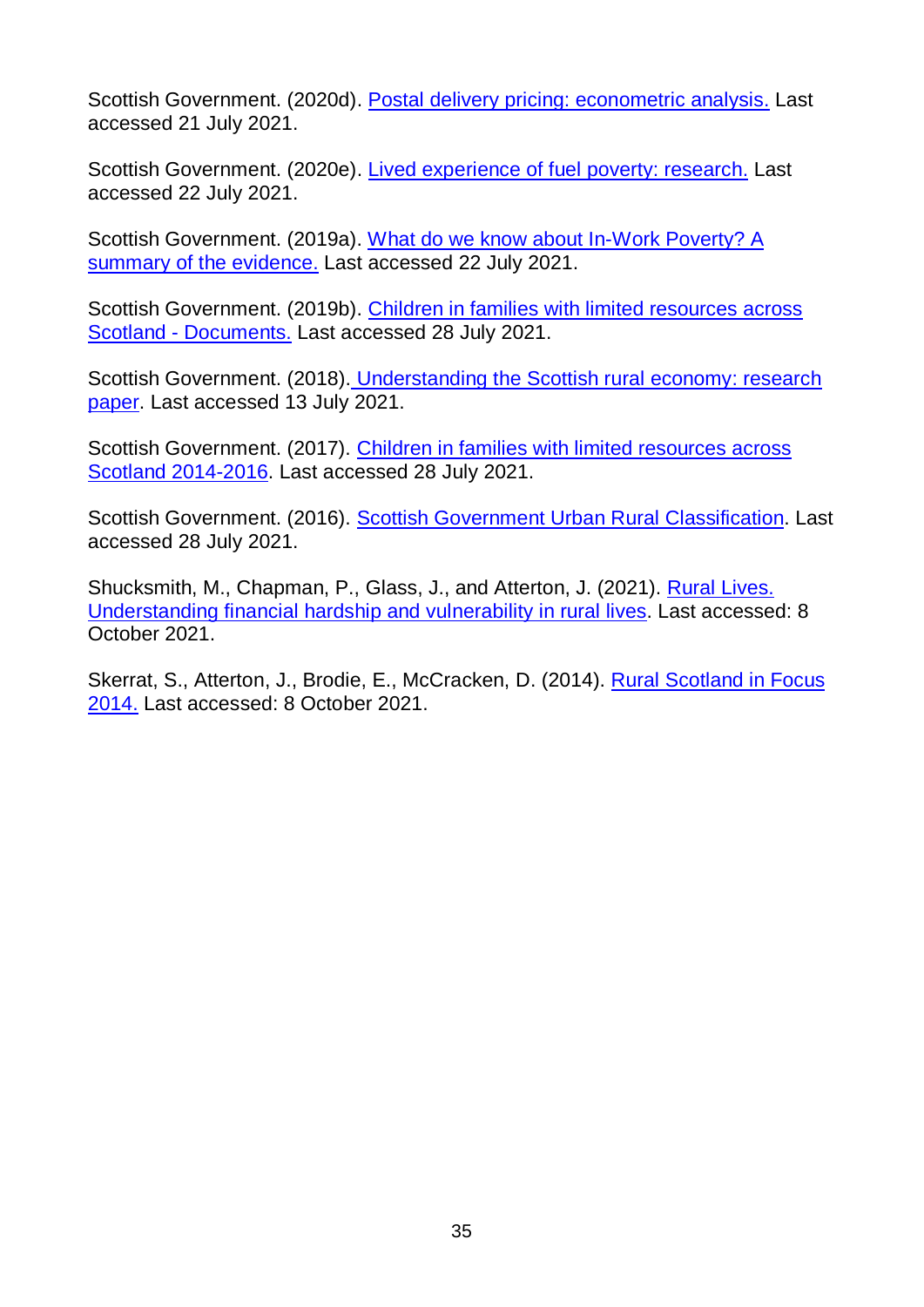Scottish Government. (2020d). Postal delivery pricing: econometric analysis. Last accessed 21 July 2021.

Scottish Government. (2020e). Lived experience of fuel poverty: research. Last accessed 22 July 2021.

Scottish Government. (2019a). What do we know about In-Work Poverty? A summary of the evidence. Last accessed 22 July 2021.

Scottish Government. (2019b). Children in families with limited resources across Scotland - Documents. Last accessed 28 July 2021.

Scottish Government. (2018). Understanding the Scottish rural economy: research paper. Last accessed 13 July 2021.

Scottish Government. (2017). Children in families with limited resources across Scotland 2014-2016. Last accessed 28 July 2021.

Scottish Government. (2016). Scottish Government Urban Rural Classification. Last accessed 28 July 2021.

Shucksmith, M., Chapman, P., Glass, J., and Atterton, J. (2021). Rural Lives. Understanding financial hardship and vulnerability in rural lives. Last accessed: 8 October 2021.

Skerrat, S., Atterton, J., Brodie, E., McCracken, D. (2014). Rural Scotland in Focus 2014. Last accessed: 8 October 2021.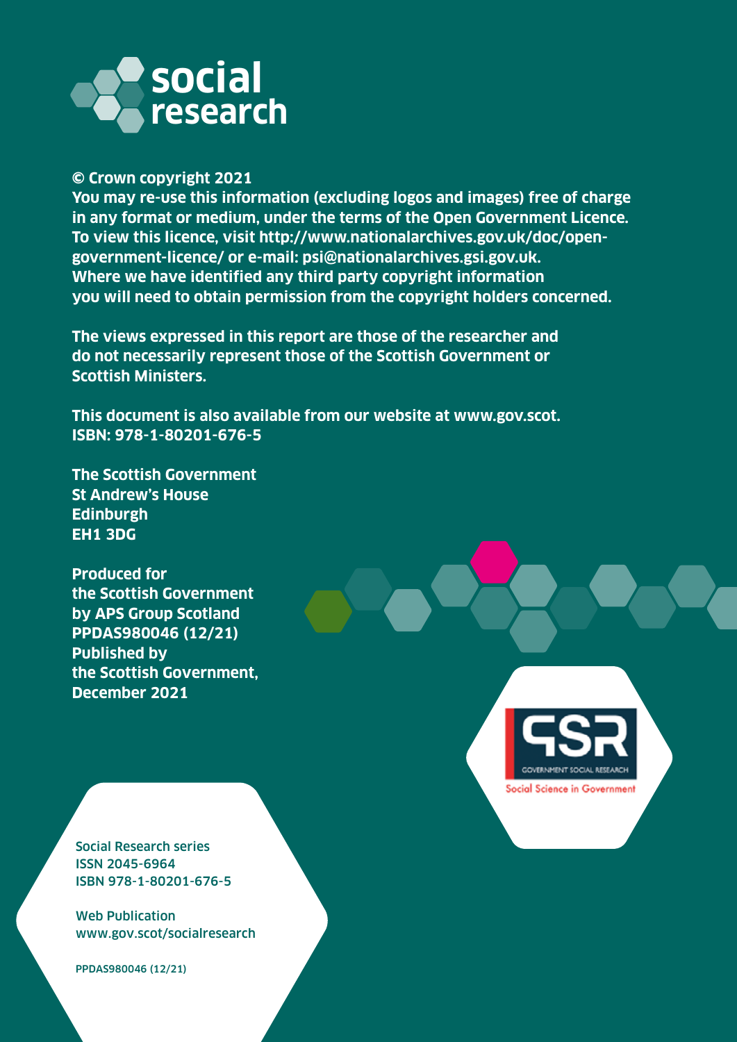social research

© Crown copyright 2021
You may re-use this information (excluding logos and images) free of charge in any format or medium, under the terms of the Open Government Licence. To view this licence, visit http://www.nationalarchives.gov.uk/doc/open-government-licence/ or e-mail: psi@nationalarchives.gsi.gov.uk. Where we have identified any third party copyright information you will need to obtain permission from the copyright holders concerned.

The views expressed in this report are those of the researcher and do not necessarily represent those of the Scottish Government or Scottish Ministers.

This document is also available from our website at www.gov.scot.
ISBN: 978-1-80201-676-5

The Scottish Government
St Andrew's House
Edinburgh
EH1 3DG

Produced for
the Scottish Government
by APS Group Scotland
PPDAS980046 (12/21)
Published by
the Scottish Government,
December 2021

GSR
GOVERNMENT SOCIAL RESEARCH
Social Science in Government

Social Research series
ISSN 2045-6964
ISBN 978-1-80201-676-5

Web Publication
www.gov.scot/socialresearch

PPDAS980046 (12/21)